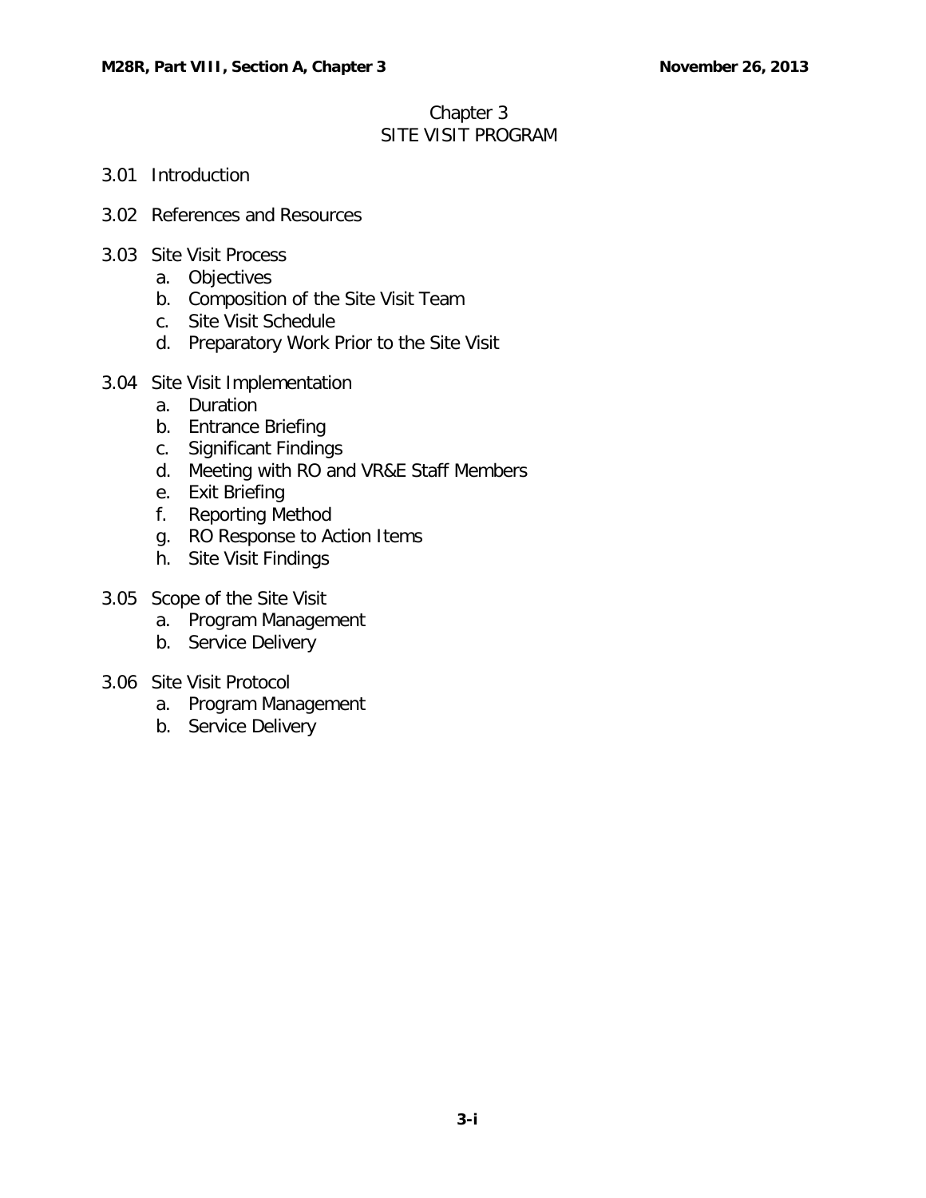# Chapter 3
# SITE VISIT PROGRAM

3.01 Introduction

3.02 References and Resources

3.03 Site Visit Process
- a. Objectives
- b. Composition of the Site Visit Team
- c. Site Visit Schedule
- d. Preparatory Work Prior to the Site Visit

3.04 Site Visit Implementation
- a. Duration
- b. Entrance Briefing
- c. Significant Findings
- d. Meeting with RO and VR&E Staff Members
- e. Exit Briefing
- f. Reporting Method
- g. RO Response to Action Items
- h. Site Visit Findings

3.05 Scope of the Site Visit
- a. Program Management
- b. Service Delivery

3.06 Site Visit Protocol
- a. Program Management
- b. Service Delivery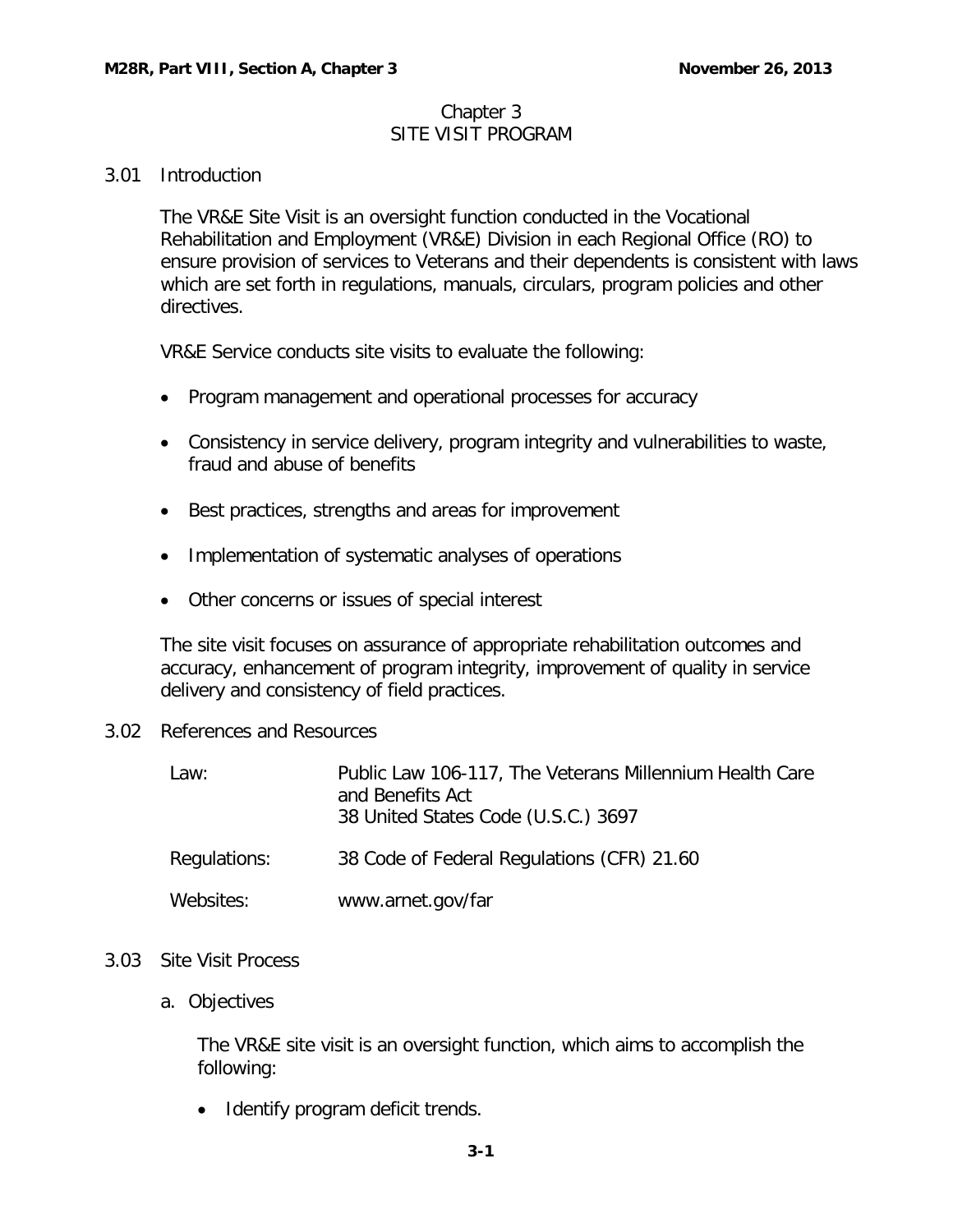# Chapter 3
# SITE VISIT PROGRAM

## 3.01 Introduction

The VR&E Site Visit is an oversight function conducted in the Vocational Rehabilitation and Employment (VR&E) Division in each Regional Office (RO) to ensure provision of services to Veterans and their dependents is consistent with laws which are set forth in regulations, manuals, circulars, program policies and other directives.

VR&E Service conducts site visits to evaluate the following:

- Program management and operational processes for accuracy
- Consistency in service delivery, program integrity and vulnerabilities to waste, fraud and abuse of benefits
- Best practices, strengths and areas for improvement
- Implementation of systematic analyses of operations
- Other concerns or issues of special interest

The site visit focuses on assurance of appropriate rehabilitation outcomes and accuracy, enhancement of program integrity, improvement of quality in service delivery and consistency of field practices.

## 3.02 References and Resources

| | |
|---|---|
| Law: | Public Law 106-117, The Veterans Millennium Health Care and Benefits Act<br>38 United States Code (U.S.C.) 3697 |
| Regulations: | 38 Code of Federal Regulations (CFR) 21.60 |
| Websites: | www.arnet.gov/far |

## 3.03 Site Visit Process

### a. Objectives

The VR&E site visit is an oversight function, which aims to accomplish the following:

- Identify program deficit trends.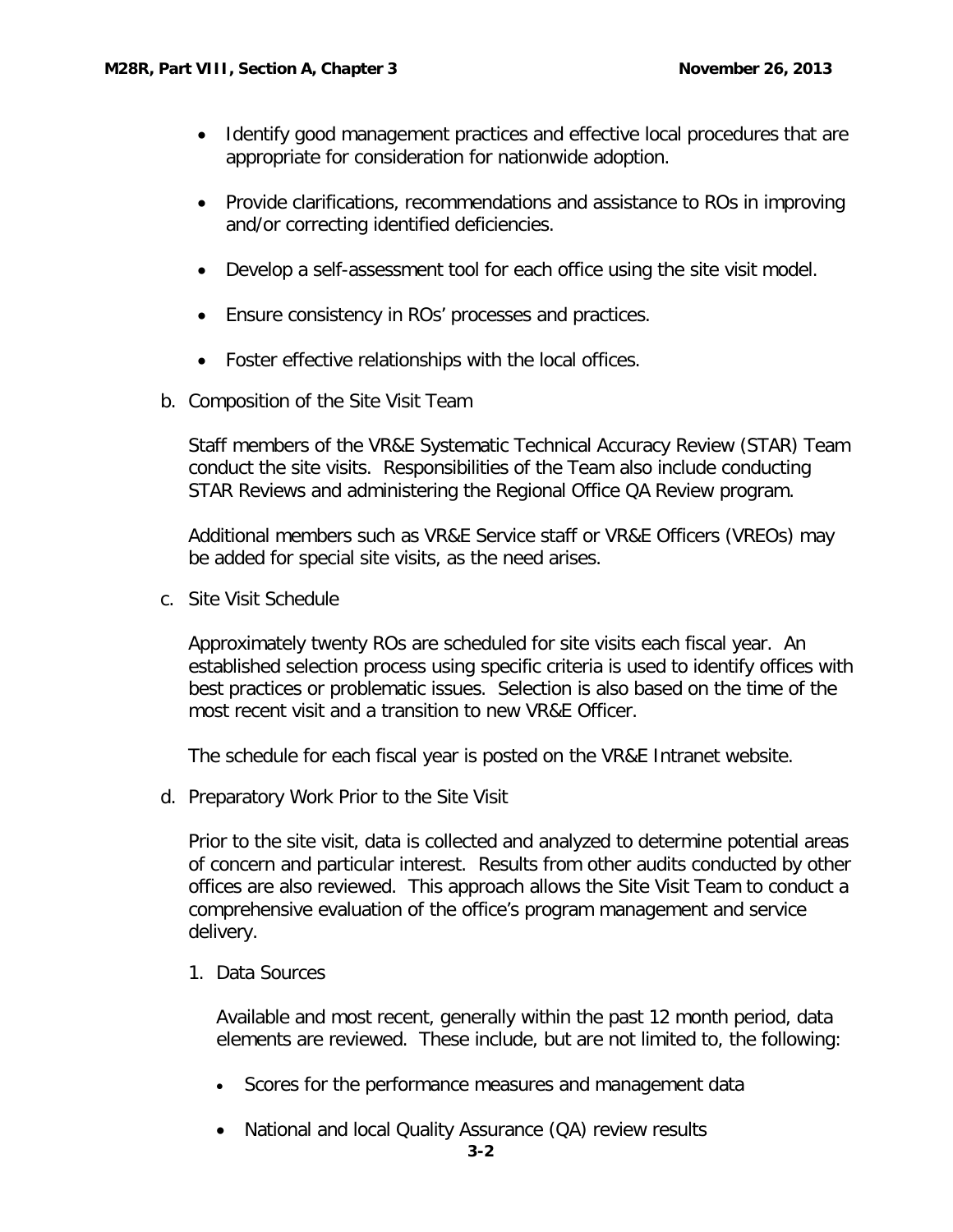- Identify good management practices and effective local procedures that are appropriate for consideration for nationwide adoption.

- Provide clarifications, recommendations and assistance to ROs in improving and/or correcting identified deficiencies.

- Develop a self-assessment tool for each office using the site visit model.

- Ensure consistency in ROs' processes and practices.

- Foster effective relationships with the local offices.

b. Composition of the Site Visit Team

Staff members of the VR&E Systematic Technical Accuracy Review (STAR) Team conduct the site visits. Responsibilities of the Team also include conducting STAR Reviews and administering the Regional Office QA Review program.

Additional members such as VR&E Service staff or VR&E Officers (VREOs) may be added for special site visits, as the need arises.

c. Site Visit Schedule

Approximately twenty ROs are scheduled for site visits each fiscal year. An established selection process using specific criteria is used to identify offices with best practices or problematic issues. Selection is also based on the time of the most recent visit and a transition to new VR&E Officer.

The schedule for each fiscal year is posted on the VR&E Intranet website.

d. Preparatory Work Prior to the Site Visit

Prior to the site visit, data is collected and analyzed to determine potential areas of concern and particular interest. Results from other audits conducted by other offices are also reviewed. This approach allows the Site Visit Team to conduct a comprehensive evaluation of the office's program management and service delivery.

1. Data Sources

   Available and most recent, generally within the past 12 month period, data elements are reviewed. These include, but are not limited to, the following:

   - Scores for the performance measures and management data

   - National and local Quality Assurance (QA) review results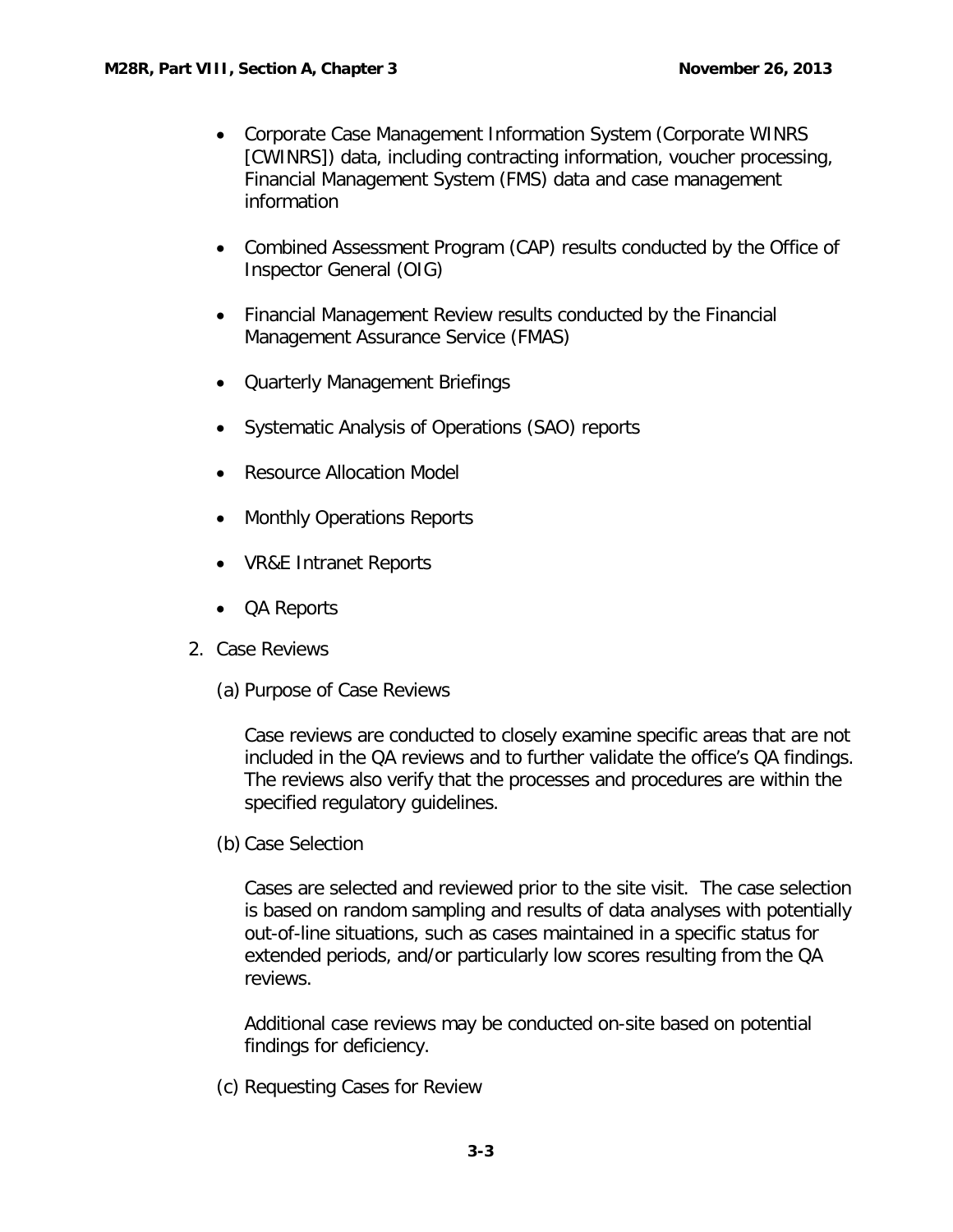- Corporate Case Management Information System (Corporate WINRS [CWINRS]) data, including contracting information, voucher processing, Financial Management System (FMS) data and case management information

- Combined Assessment Program (CAP) results conducted by the Office of Inspector General (OIG)

- Financial Management Review results conducted by the Financial Management Assurance Service (FMAS)

- Quarterly Management Briefings

- Systematic Analysis of Operations (SAO) reports

- Resource Allocation Model

- Monthly Operations Reports

- VR&E Intranet Reports

- QA Reports

2. Case Reviews

   (a) Purpose of Case Reviews

   Case reviews are conducted to closely examine specific areas that are not included in the QA reviews and to further validate the office's QA findings. The reviews also verify that the processes and procedures are within the specified regulatory guidelines.

   (b) Case Selection

   Cases are selected and reviewed prior to the site visit. The case selection is based on random sampling and results of data analyses with potentially out-of-line situations, such as cases maintained in a specific status for extended periods, and/or particularly low scores resulting from the QA reviews.

   Additional case reviews may be conducted on-site based on potential findings for deficiency.

   (c) Requesting Cases for Review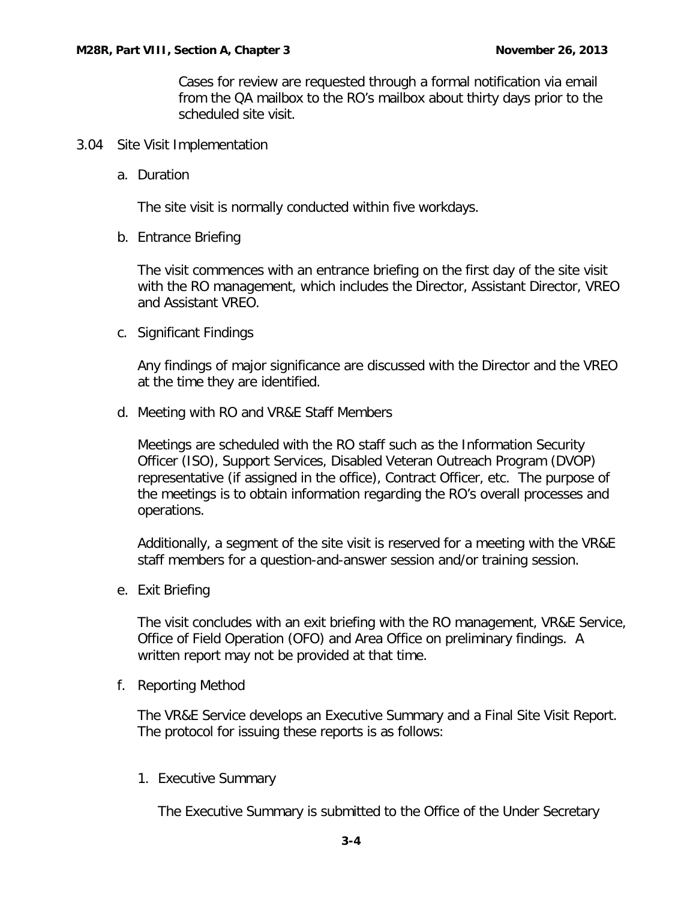Cases for review are requested through a formal notification via email from the QA mailbox to the RO's mailbox about thirty days prior to the scheduled site visit.

## 3.04 Site Visit Implementation

### a. Duration

The site visit is normally conducted within five workdays.

### b. Entrance Briefing

The visit commences with an entrance briefing on the first day of the site visit with the RO management, which includes the Director, Assistant Director, VREO and Assistant VREO.

### c. Significant Findings

Any findings of major significance are discussed with the Director and the VREO at the time they are identified.

### d. Meeting with RO and VR&E Staff Members

Meetings are scheduled with the RO staff such as the Information Security Officer (ISO), Support Services, Disabled Veteran Outreach Program (DVOP) representative (if assigned in the office), Contract Officer, etc. The purpose of the meetings is to obtain information regarding the RO's overall processes and operations.

Additionally, a segment of the site visit is reserved for a meeting with the VR&E staff members for a question-and-answer session and/or training session.

### e. Exit Briefing

The visit concludes with an exit briefing with the RO management, VR&E Service, Office of Field Operation (OFO) and Area Office on preliminary findings. A written report may not be provided at that time.

### f. Reporting Method

The VR&E Service develops an Executive Summary and a Final Site Visit Report. The protocol for issuing these reports is as follows:

1. Executive Summary

   The Executive Summary is submitted to the Office of the Under Secretary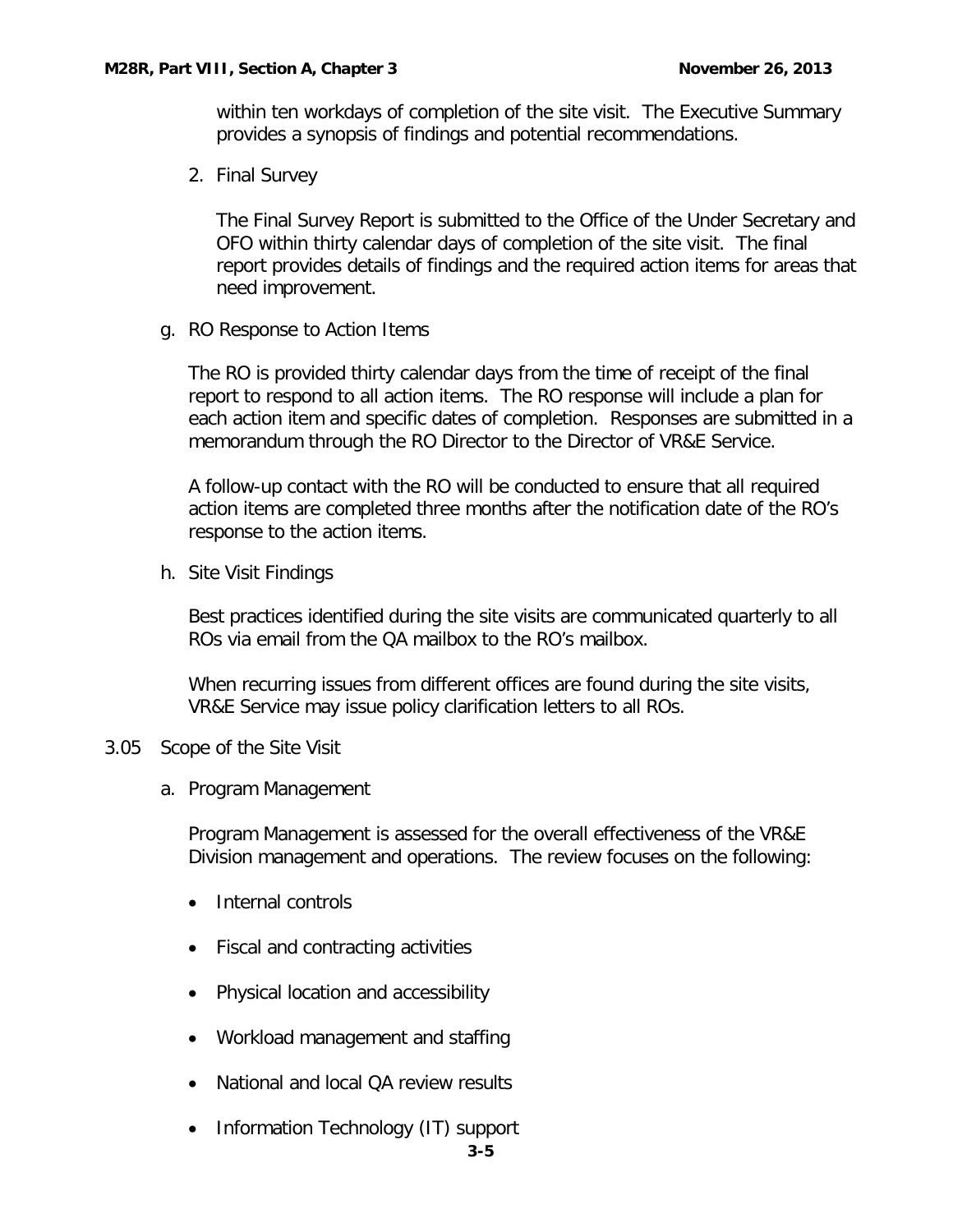within ten workdays of completion of the site visit. The Executive Summary provides a synopsis of findings and potential recommendations.

2. Final Survey

   The Final Survey Report is submitted to the Office of the Under Secretary and OFO within thirty calendar days of completion of the site visit. The final report provides details of findings and the required action items for areas that need improvement.

g. RO Response to Action Items

The RO is provided thirty calendar days from the time of receipt of the final report to respond to all action items. The RO response will include a plan for each action item and specific dates of completion. Responses are submitted in a memorandum through the RO Director to the Director of VR&E Service.

A follow-up contact with the RO will be conducted to ensure that all required action items are completed three months after the notification date of the RO's response to the action items.

h. Site Visit Findings

Best practices identified during the site visits are communicated quarterly to all ROs via email from the QA mailbox to the RO's mailbox.

When recurring issues from different offices are found during the site visits, VR&E Service may issue policy clarification letters to all ROs.

3.05 Scope of the Site Visit

a. Program Management

Program Management is assessed for the overall effectiveness of the VR&E Division management and operations. The review focuses on the following:

- Internal controls
- Fiscal and contracting activities
- Physical location and accessibility
- Workload management and staffing
- National and local QA review results
- Information Technology (IT) support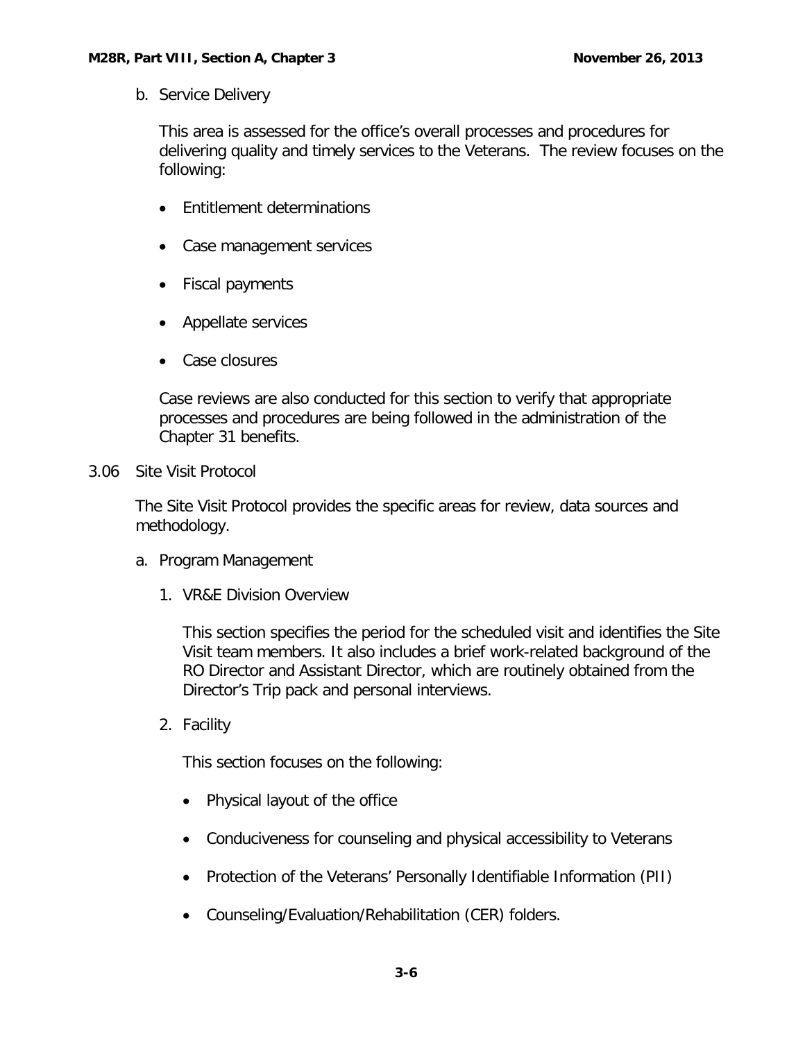b. Service Delivery

This area is assessed for the office's overall processes and procedures for delivering quality and timely services to the Veterans. The review focuses on the following:

- Entitlement determinations
- Case management services
- Fiscal payments
- Appellate services
- Case closures

Case reviews are also conducted for this section to verify that appropriate processes and procedures are being followed in the administration of the Chapter 31 benefits.

3.06 Site Visit Protocol

The Site Visit Protocol provides the specific areas for review, data sources and methodology.

a. Program Management

1. VR&E Division Overview

   This section specifies the period for the scheduled visit and identifies the Site Visit team members. It also includes a brief work-related background of the RO Director and Assistant Director, which are routinely obtained from the Director's Trip pack and personal interviews.

2. Facility

   This section focuses on the following:

   - Physical layout of the office
   - Conduciveness for counseling and physical accessibility to Veterans
   - Protection of the Veterans' Personally Identifiable Information (PII)
   - Counseling/Evaluation/Rehabilitation (CER) folders.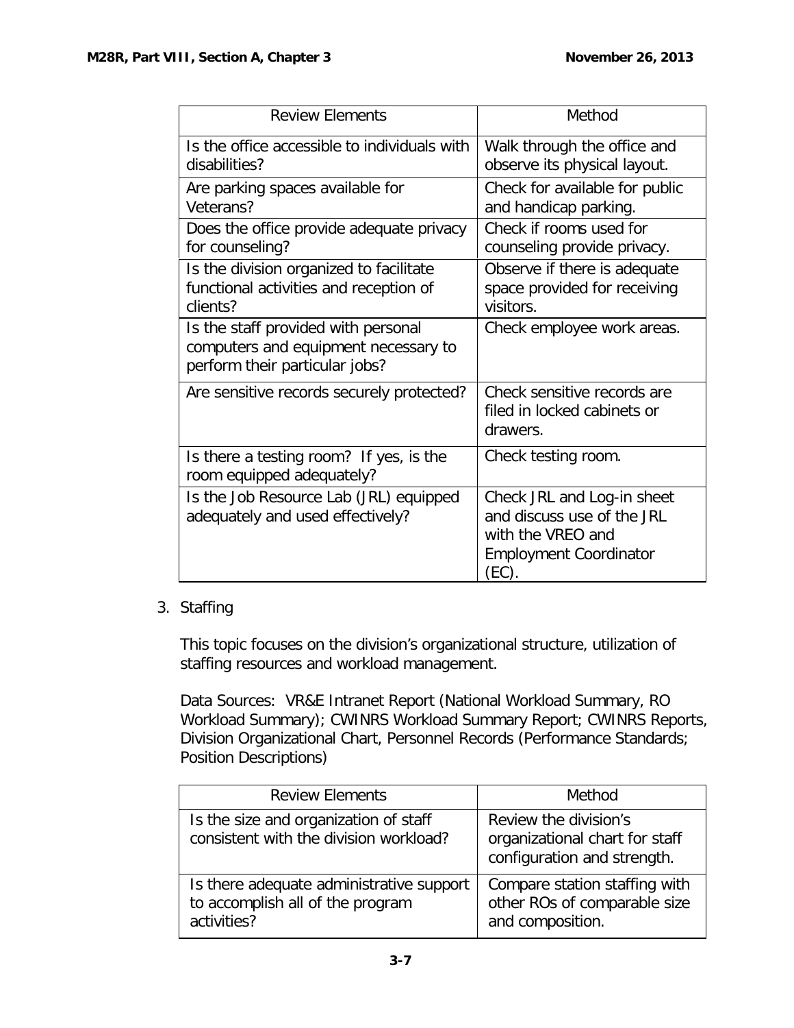| Review Elements | Method |
| --- | --- |
| Is the office accessible to individuals with disabilities? | Walk through the office and observe its physical layout. |
| Are parking spaces available for Veterans? | Check for available for public and handicap parking. |
| Does the office provide adequate privacy for counseling? | Check if rooms used for counseling provide privacy. |
| Is the division organized to facilitate functional activities and reception of clients? | Observe if there is adequate space provided for receiving visitors. |
| Is the staff provided with personal computers and equipment necessary to perform their particular jobs? | Check employee work areas. |
| Are sensitive records securely protected? | Check sensitive records are filed in locked cabinets or drawers. |
| Is there a testing room? If yes, is the room equipped adequately? | Check testing room. |
| Is the Job Resource Lab (JRL) equipped adequately and used effectively? | Check JRL and Log-in sheet and discuss use of the JRL with the VREO and Employment Coordinator (EC). |

3. Staffing

This topic focuses on the division's organizational structure, utilization of staffing resources and workload management.

Data Sources: VR&E Intranet Report (National Workload Summary, RO Workload Summary); CWINRS Workload Summary Report; CWINRS Reports, Division Organizational Chart, Personnel Records (Performance Standards; Position Descriptions)

| Review Elements | Method |
| --- | --- |
| Is the size and organization of staff consistent with the division workload? | Review the division's organizational chart for staff configuration and strength. |
| Is there adequate administrative support to accomplish all of the program activities? | Compare station staffing with other ROs of comparable size and composition. |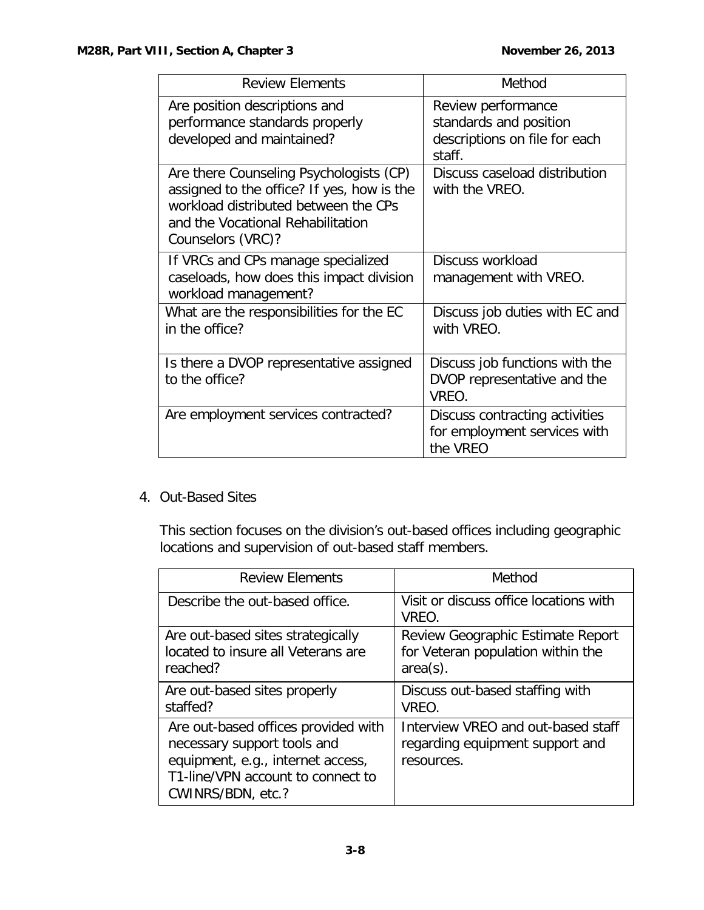| Review Elements | Method |
|---|---|
| Are position descriptions and performance standards properly developed and maintained? | Review performance standards and position descriptions on file for each staff. |
| Are there Counseling Psychologists (CP) assigned to the office? If yes, how is the workload distributed between the CPs and the Vocational Rehabilitation Counselors (VRC)? | Discuss caseload distribution with the VREO. |
| If VRCs and CPs manage specialized caseloads, how does this impact division workload management? | Discuss workload management with VREO. |
| What are the responsibilities for the EC in the office? | Discuss job duties with EC and with VREO. |
| Is there a DVOP representative assigned to the office? | Discuss job functions with the DVOP representative and the VREO. |
| Are employment services contracted? | Discuss contracting activities for employment services with the VREO |

4. Out-Based Sites

   This section focuses on the division's out-based offices including geographic locations and supervision of out-based staff members.

| Review Elements | Method |
|---|---|
| Describe the out-based office. | Visit or discuss office locations with VREO. |
| Are out-based sites strategically located to insure all Veterans are reached? | Review Geographic Estimate Report for Veteran population within the area(s). |
| Are out-based sites properly staffed? | Discuss out-based staffing with VREO. |
| Are out-based offices provided with necessary support tools and equipment, e.g., internet access, T1-line/VPN account to connect to CWINRS/BDN, etc.? | Interview VREO and out-based staff regarding equipment support and resources. |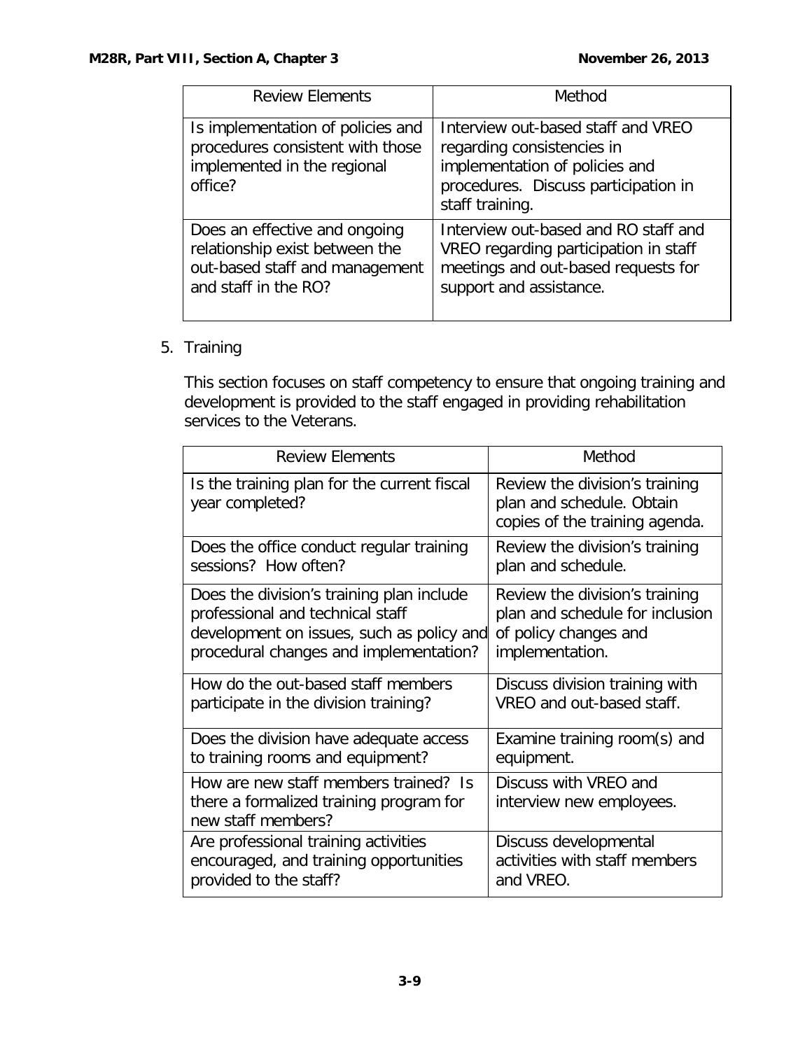| Review Elements | Method |
|---|---|
| Is implementation of policies and procedures consistent with those implemented in the regional office? | Interview out-based staff and VREO regarding consistencies in implementation of policies and procedures. Discuss participation in staff training. |
| Does an effective and ongoing relationship exist between the out-based staff and management and staff in the RO? | Interview out-based and RO staff and VREO regarding participation in staff meetings and out-based requests for support and assistance. |

5. Training

   This section focuses on staff competency to ensure that ongoing training and development is provided to the staff engaged in providing rehabilitation services to the Veterans.

| Review Elements | Method |
|---|---|
| Is the training plan for the current fiscal year completed? | Review the division's training plan and schedule. Obtain copies of the training agenda. |
| Does the office conduct regular training sessions? How often? | Review the division's training plan and schedule. |
| Does the division's training plan include professional and technical staff development on issues, such as policy and procedural changes and implementation? | Review the division's training plan and schedule for inclusion of policy changes and implementation. |
| How do the out-based staff members participate in the division training? | Discuss division training with VREO and out-based staff. |
| Does the division have adequate access to training rooms and equipment? | Examine training room(s) and equipment. |
| How are new staff members trained? Is there a formalized training program for new staff members? | Discuss with VREO and interview new employees. |
| Are professional training activities encouraged, and training opportunities provided to the staff? | Discuss developmental activities with staff members and VREO. |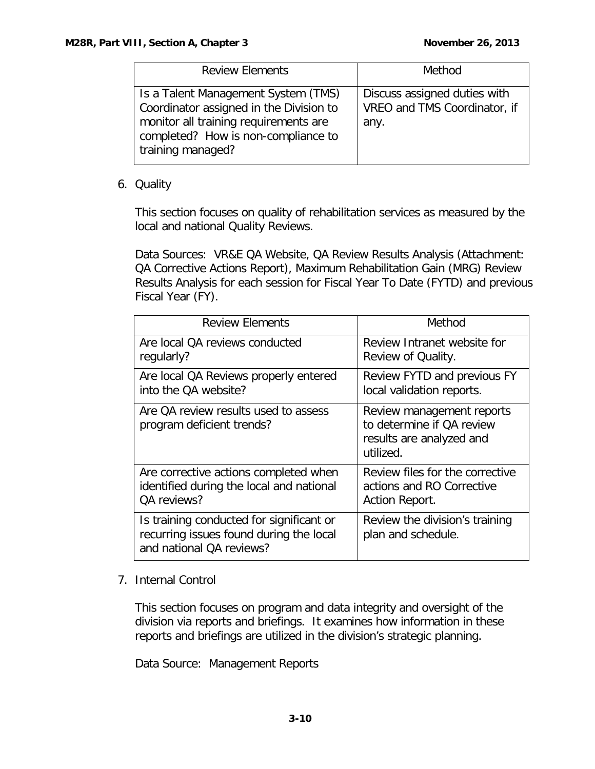| Review Elements | Method |
| --- | --- |
| Is a Talent Management System (TMS) Coordinator assigned in the Division to monitor all training requirements are completed? How is non-compliance to training managed? | Discuss assigned duties with VREO and TMS Coordinator, if any. |

6. Quality

   This section focuses on quality of rehabilitation services as measured by the local and national Quality Reviews.

   Data Sources: VR&E QA Website, QA Review Results Analysis (Attachment: QA Corrective Actions Report), Maximum Rehabilitation Gain (MRG) Review Results Analysis for each session for Fiscal Year To Date (FYTD) and previous Fiscal Year (FY).

| Review Elements | Method |
| --- | --- |
| Are local QA reviews conducted regularly? | Review Intranet website for Review of Quality. |
| Are local QA Reviews properly entered into the QA website? | Review FYTD and previous FY local validation reports. |
| Are QA review results used to assess program deficient trends? | Review management reports to determine if QA review results are analyzed and utilized. |
| Are corrective actions completed when identified during the local and national QA reviews? | Review files for the corrective actions and RO Corrective Action Report. |
| Is training conducted for significant or recurring issues found during the local and national QA reviews? | Review the division's training plan and schedule. |

7. Internal Control

   This section focuses on program and data integrity and oversight of the division via reports and briefings. It examines how information in these reports and briefings are utilized in the division's strategic planning.

   Data Source: Management Reports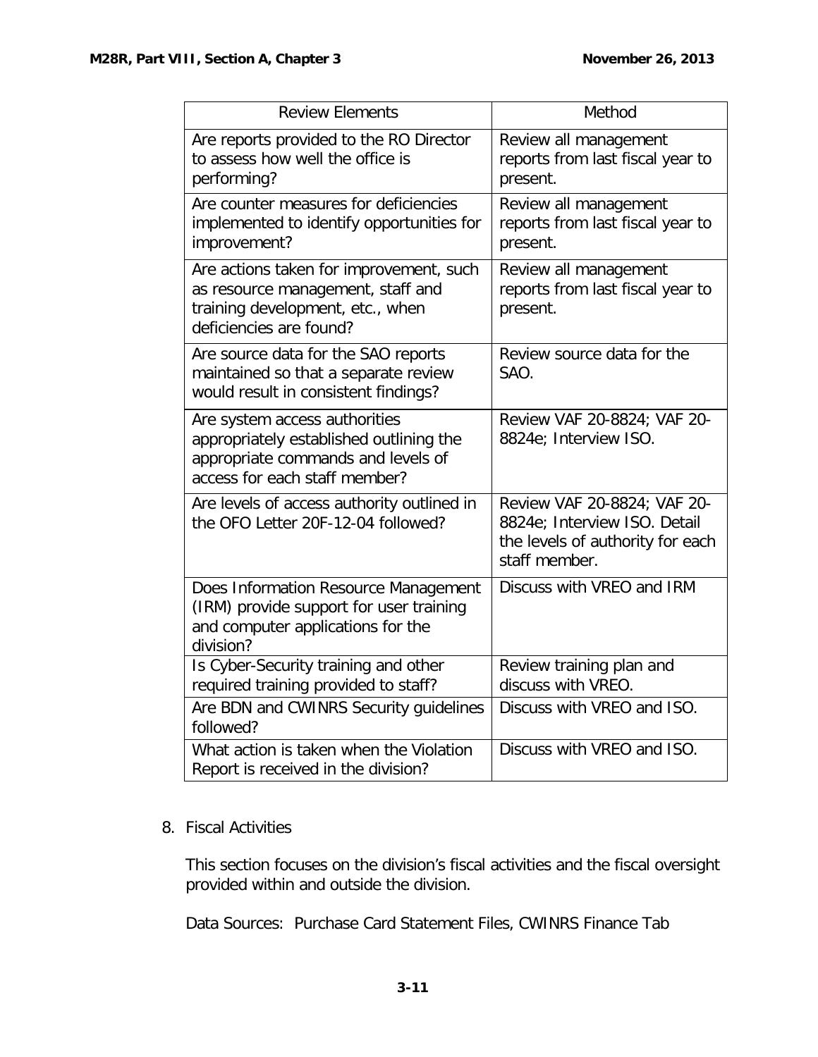| Review Elements | Method |
|---|---|
| Are reports provided to the RO Director to assess how well the office is performing? | Review all management reports from last fiscal year to present. |
| Are counter measures for deficiencies implemented to identify opportunities for improvement? | Review all management reports from last fiscal year to present. |
| Are actions taken for improvement, such as resource management, staff and training development, etc., when deficiencies are found? | Review all management reports from last fiscal year to present. |
| Are source data for the SAO reports maintained so that a separate review would result in consistent findings? | Review source data for the SAO. |
| Are system access authorities appropriately established outlining the appropriate commands and levels of access for each staff member? | Review VAF 20-8824; VAF 20-8824e; Interview ISO. |
| Are levels of access authority outlined in the OFO Letter 20F-12-04 followed? | Review VAF 20-8824; VAF 20-8824e; Interview ISO. Detail the levels of authority for each staff member. |
| Does Information Resource Management (IRM) provide support for user training and computer applications for the division? | Discuss with VREO and IRM |
| Is Cyber-Security training and other required training provided to staff? | Review training plan and discuss with VREO. |
| Are BDN and CWINRS Security guidelines followed? | Discuss with VREO and ISO. |
| What action is taken when the Violation Report is received in the division? | Discuss with VREO and ISO. |

8. Fiscal Activities

   This section focuses on the division's fiscal activities and the fiscal oversight provided within and outside the division.

   Data Sources: Purchase Card Statement Files, CWINRS Finance Tab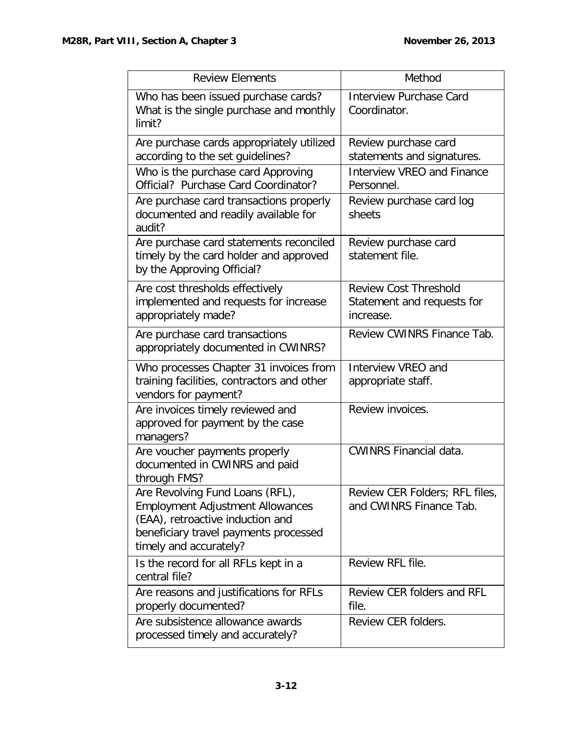| Review Elements | Method |
| --- | --- |
| Who has been issued purchase cards? What is the single purchase and monthly limit? | Interview Purchase Card Coordinator. |
| Are purchase cards appropriately utilized according to the set guidelines? | Review purchase card statements and signatures. |
| Who is the purchase card Approving Official? Purchase Card Coordinator? | Interview VREO and Finance Personnel. |
| Are purchase card transactions properly documented and readily available for audit? | Review purchase card log sheets |
| Are purchase card statements reconciled timely by the card holder and approved by the Approving Official? | Review purchase card statement file. |
| Are cost thresholds effectively implemented and requests for increase appropriately made? | Review Cost Threshold Statement and requests for increase. |
| Are purchase card transactions appropriately documented in CWINRS? | Review CWINRS Finance Tab. |
| Who processes Chapter 31 invoices from training facilities, contractors and other vendors for payment? | Interview VREO and appropriate staff. |
| Are invoices timely reviewed and approved for payment by the case managers? | Review invoices. |
| Are voucher payments properly documented in CWINRS and paid through FMS? | CWINRS Financial data. |
| Are Revolving Fund Loans (RFL), Employment Adjustment Allowances (EAA), retroactive induction and beneficiary travel payments processed timely and accurately? | Review CER Folders; RFL files, and CWINRS Finance Tab. |
| Is the record for all RFLs kept in a central file? | Review RFL file. |
| Are reasons and justifications for RFLs properly documented? | Review CER folders and RFL file. |
| Are subsistence allowance awards processed timely and accurately? | Review CER folders. |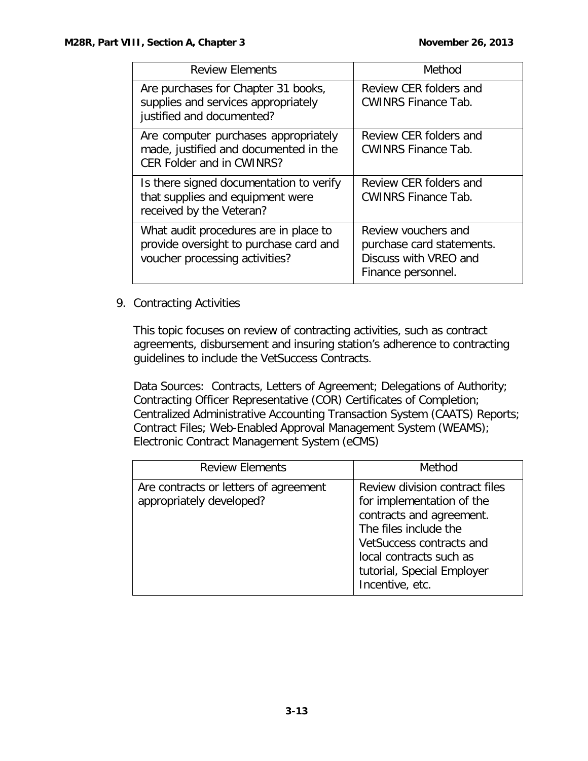| Review Elements | Method |
| --- | --- |
| Are purchases for Chapter 31 books, supplies and services appropriately justified and documented? | Review CER folders and CWINRS Finance Tab. |
| Are computer purchases appropriately made, justified and documented in the CER Folder and in CWINRS? | Review CER folders and CWINRS Finance Tab. |
| Is there signed documentation to verify that supplies and equipment were received by the Veteran? | Review CER folders and CWINRS Finance Tab. |
| What audit procedures are in place to provide oversight to purchase card and voucher processing activities? | Review vouchers and purchase card statements. Discuss with VREO and Finance personnel. |

9. Contracting Activities

   This topic focuses on review of contracting activities, such as contract agreements, disbursement and insuring station's adherence to contracting guidelines to include the VetSuccess Contracts.

   Data Sources: Contracts, Letters of Agreement; Delegations of Authority; Contracting Officer Representative (COR) Certificates of Completion; Centralized Administrative Accounting Transaction System (CAATS) Reports; Contract Files; Web-Enabled Approval Management System (WEAMS); Electronic Contract Management System (eCMS)

| Review Elements | Method |
| --- | --- |
| Are contracts or letters of agreement appropriately developed? | Review division contract files for implementation of the contracts and agreement. The files include the VetSuccess contracts and local contracts such as tutorial, Special Employer Incentive, etc. |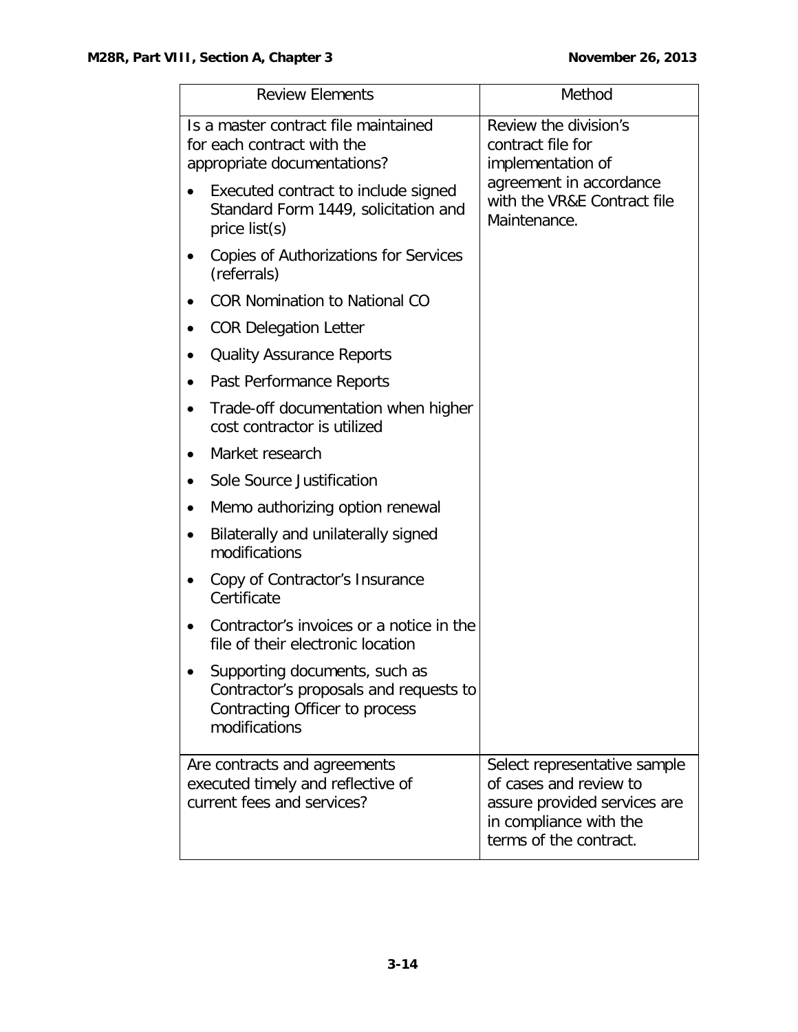| Review Elements | Method |
|---|---|
| Is a master contract file maintained for each contract with the appropriate documentations?<br>• Executed contract to include signed Standard Form 1449, solicitation and price list(s)<br>• Copies of Authorizations for Services (referrals)<br>• COR Nomination to National CO<br>• COR Delegation Letter<br>• Quality Assurance Reports<br>• Past Performance Reports<br>• Trade-off documentation when higher cost contractor is utilized<br>• Market research<br>• Sole Source Justification<br>• Memo authorizing option renewal<br>• Bilaterally and unilaterally signed modifications<br>• Copy of Contractor's Insurance Certificate<br>• Contractor's invoices or a notice in the file of their electronic location<br>• Supporting documents, such as Contractor's proposals and requests to Contracting Officer to process modifications | Review the division's contract file for implementation of agreement in accordance with the VR&E Contract file Maintenance. |
| Are contracts and agreements executed timely and reflective of current fees and services? | Select representative sample of cases and review to assure provided services are in compliance with the terms of the contract. |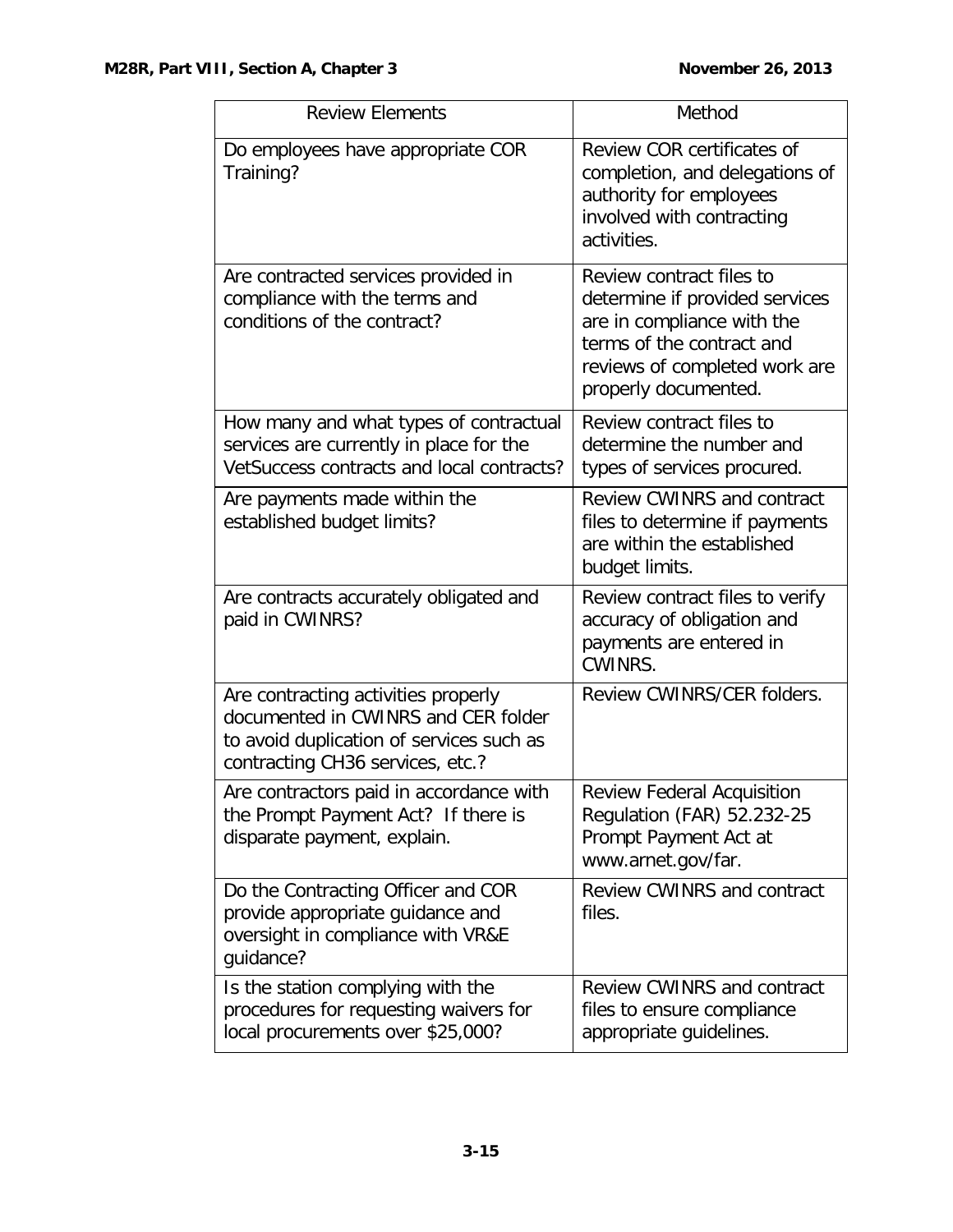| Review Elements | Method |
|---|---|
| Do employees have appropriate COR Training? | Review COR certificates of completion, and delegations of authority for employees involved with contracting activities. |
| Are contracted services provided in compliance with the terms and conditions of the contract? | Review contract files to determine if provided services are in compliance with the terms of the contract and reviews of completed work are properly documented. |
| How many and what types of contractual services are currently in place for the VetSuccess contracts and local contracts? | Review contract files to determine the number and types of services procured. |
| Are payments made within the established budget limits? | Review CWINRS and contract files to determine if payments are within the established budget limits. |
| Are contracts accurately obligated and paid in CWINRS? | Review contract files to verify accuracy of obligation and payments are entered in CWINRS. |
| Are contracting activities properly documented in CWINRS and CER folder to avoid duplication of services such as contracting CH36 services, etc.? | Review CWINRS/CER folders. |
| Are contractors paid in accordance with the Prompt Payment Act? If there is disparate payment, explain. | Review Federal Acquisition Regulation (FAR) 52.232-25 Prompt Payment Act at www.arnet.gov/far. |
| Do the Contracting Officer and COR provide appropriate guidance and oversight in compliance with VR&E guidance? | Review CWINRS and contract files. |
| Is the station complying with the procedures for requesting waivers for local procurements over $25,000? | Review CWINRS and contract files to ensure compliance appropriate guidelines. |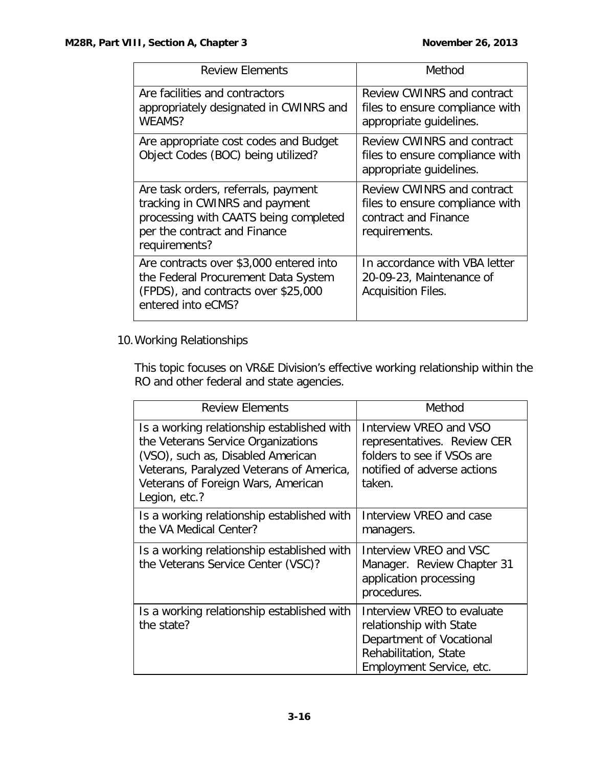| Review Elements | Method |
|---|---|
| Are facilities and contractors appropriately designated in CWINRS and WEAMS? | Review CWINRS and contract files to ensure compliance with appropriate guidelines. |
| Are appropriate cost codes and Budget Object Codes (BOC) being utilized? | Review CWINRS and contract files to ensure compliance with appropriate guidelines. |
| Are task orders, referrals, payment tracking in CWINRS and payment processing with CAATS being completed per the contract and Finance requirements? | Review CWINRS and contract files to ensure compliance with contract and Finance requirements. |
| Are contracts over $3,000 entered into the Federal Procurement Data System (FPDS), and contracts over $25,000 entered into eCMS? | In accordance with VBA letter 20-09-23, Maintenance of Acquisition Files. |

10. Working Relationships

This topic focuses on VR&E Division's effective working relationship within the RO and other federal and state agencies.

| Review Elements | Method |
|---|---|
| Is a working relationship established with the Veterans Service Organizations (VSO), such as, Disabled American Veterans, Paralyzed Veterans of America, Veterans of Foreign Wars, American Legion, etc.? | Interview VREO and VSO representatives. Review CER folders to see if VSOs are notified of adverse actions taken. |
| Is a working relationship established with the VA Medical Center? | Interview VREO and case managers. |
| Is a working relationship established with the Veterans Service Center (VSC)? | Interview VREO and VSC Manager. Review Chapter 31 application processing procedures. |
| Is a working relationship established with the state? | Interview VREO to evaluate relationship with State Department of Vocational Rehabilitation, State Employment Service, etc. |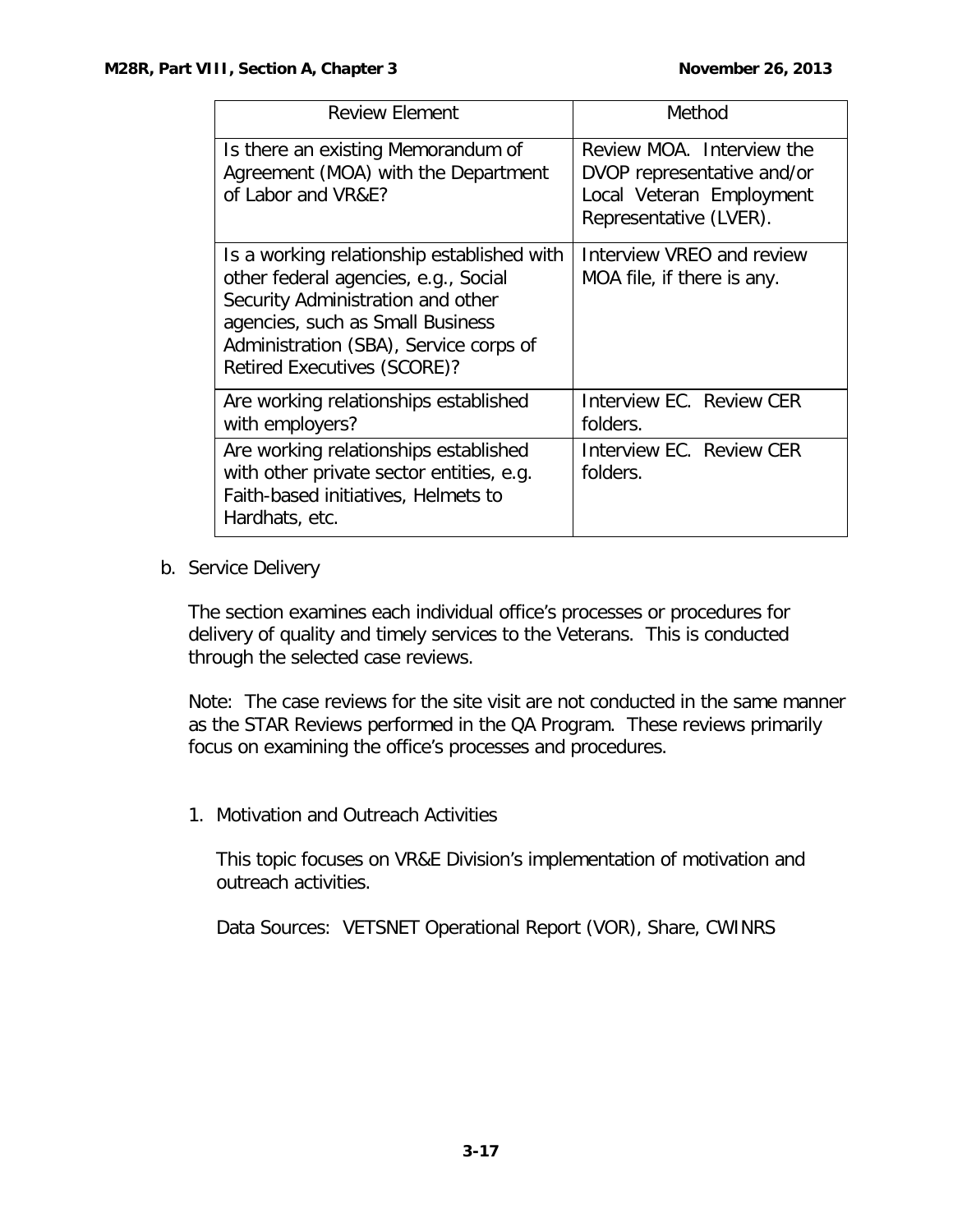| Review Element | Method |
|---|---|
| Is there an existing Memorandum of Agreement (MOA) with the Department of Labor and VR&E? | Review MOA. Interview the DVOP representative and/or Local Veteran Employment Representative (LVER). |
| Is a working relationship established with other federal agencies, e.g., Social Security Administration and other agencies, such as Small Business Administration (SBA), Service corps of Retired Executives (SCORE)? | Interview VREO and review MOA file, if there is any. |
| Are working relationships established with employers? | Interview EC. Review CER folders. |
| Are working relationships established with other private sector entities, e.g. Faith-based initiatives, Helmets to Hardhats, etc. | Interview EC. Review CER folders. |

b. Service Delivery

The section examines each individual office's processes or procedures for delivery of quality and timely services to the Veterans. This is conducted through the selected case reviews.

Note: The case reviews for the site visit are not conducted in the same manner as the STAR Reviews performed in the QA Program. These reviews primarily focus on examining the office's processes and procedures.

1. Motivation and Outreach Activities

   This topic focuses on VR&E Division's implementation of motivation and outreach activities.

   Data Sources: VETSNET Operational Report (VOR), Share, CWINRS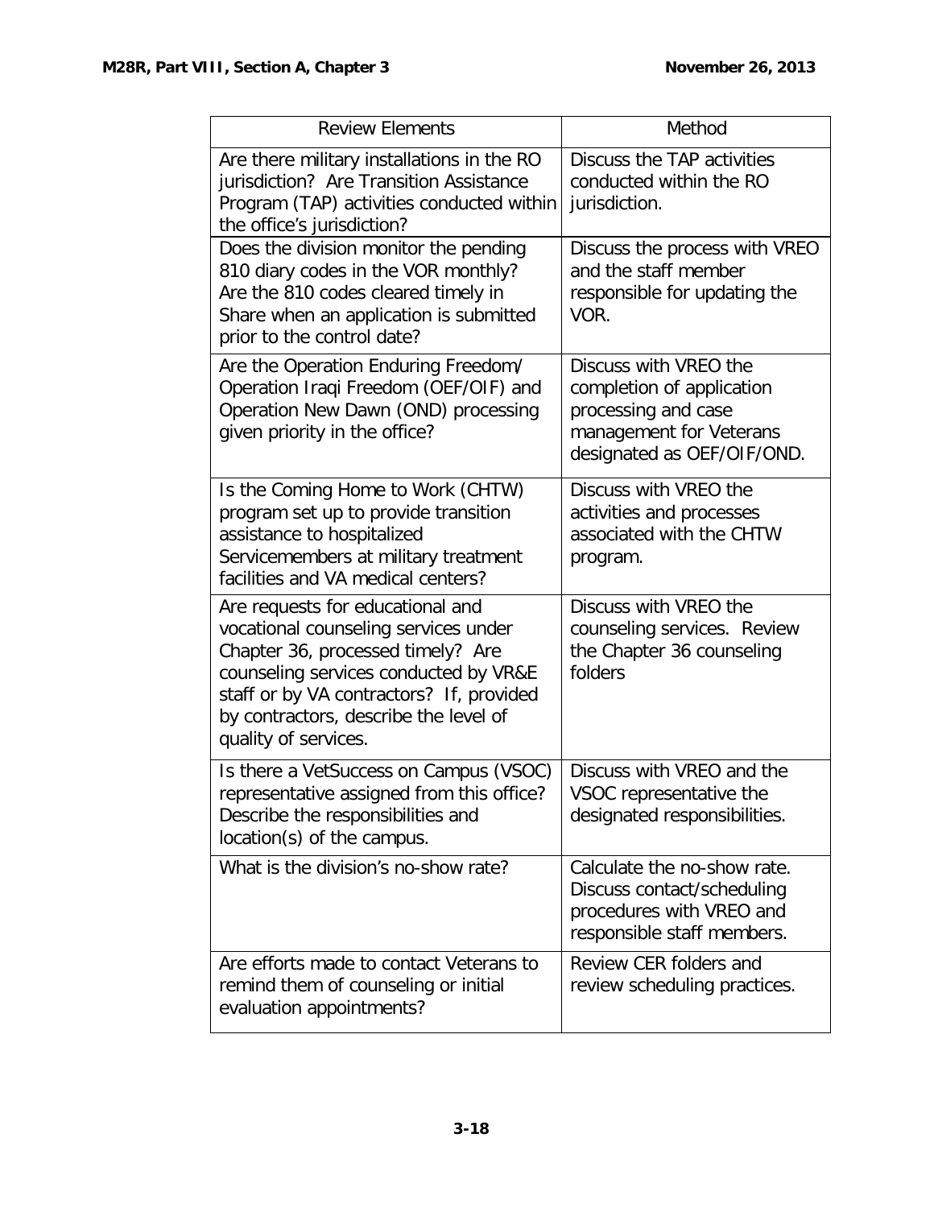| Review Elements | Method |
|---|---|
| Are there military installations in the RO jurisdiction? Are Transition Assistance Program (TAP) activities conducted within the office's jurisdiction? | Discuss the TAP activities conducted within the RO jurisdiction. |
| Does the division monitor the pending 810 diary codes in the VOR monthly? Are the 810 codes cleared timely in Share when an application is submitted prior to the control date? | Discuss the process with VREO and the staff member responsible for updating the VOR. |
| Are the Operation Enduring Freedom/ Operation Iraqi Freedom (OEF/OIF) and Operation New Dawn (OND) processing given priority in the office? | Discuss with VREO the completion of application processing and case management for Veterans designated as OEF/OIF/OND. |
| Is the Coming Home to Work (CHTW) program set up to provide transition assistance to hospitalized Servicemembers at military treatment facilities and VA medical centers? | Discuss with VREO the activities and processes associated with the CHTW program. |
| Are requests for educational and vocational counseling services under Chapter 36, processed timely? Are counseling services conducted by VR&E staff or by VA contractors? If, provided by contractors, describe the level of quality of services. | Discuss with VREO the counseling services. Review the Chapter 36 counseling folders |
| Is there a VetSuccess on Campus (VSOC) representative assigned from this office? Describe the responsibilities and location(s) of the campus. | Discuss with VREO and the VSOC representative the designated responsibilities. |
| What is the division's no-show rate? | Calculate the no-show rate. Discuss contact/scheduling procedures with VREO and responsible staff members. |
| Are efforts made to contact Veterans to remind them of counseling or initial evaluation appointments? | Review CER folders and review scheduling practices. |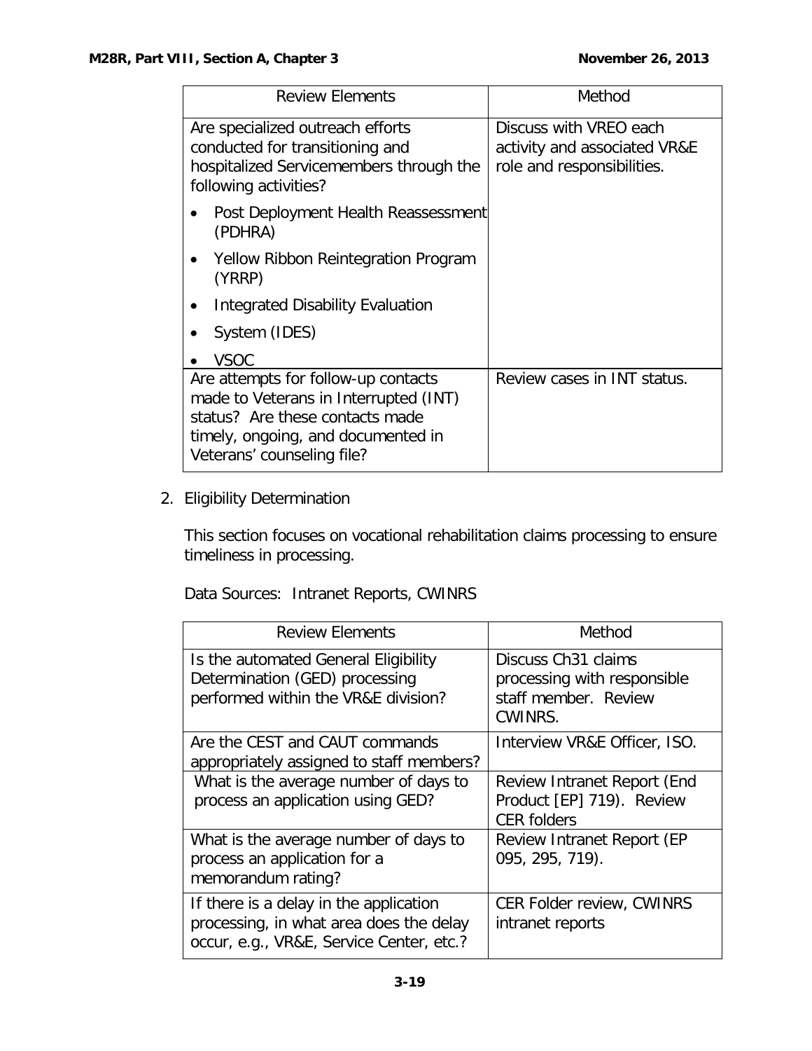| Review Elements | Method |
|---|---|
| Are specialized outreach efforts conducted for transitioning and hospitalized Servicemembers through the following activities?<br>• Post Deployment Health Reassessment (PDHRA)<br>• Yellow Ribbon Reintegration Program (YRRP)<br>• Integrated Disability Evaluation<br>• System (IDES)<br>• VSOC | Discuss with VREO each activity and associated VR&E role and responsibilities. |
| Are attempts for follow-up contacts made to Veterans in Interrupted (INT) status? Are these contacts made timely, ongoing, and documented in Veterans' counseling file? | Review cases in INT status. |

2. Eligibility Determination

This section focuses on vocational rehabilitation claims processing to ensure timeliness in processing.

Data Sources: Intranet Reports, CWINRS

| Review Elements | Method |
|---|---|
| Is the automated General Eligibility Determination (GED) processing performed within the VR&E division? | Discuss Ch31 claims processing with responsible staff member. Review CWINRS. |
| Are the CEST and CAUT commands appropriately assigned to staff members? | Interview VR&E Officer, ISO. |
| What is the average number of days to process an application using GED? | Review Intranet Report (End Product [EP] 719). Review CER folders |
| What is the average number of days to process an application for a memorandum rating? | Review Intranet Report (EP 095, 295, 719). |
| If there is a delay in the application processing, in what area does the delay occur, e.g., VR&E, Service Center, etc.? | CER Folder review, CWINRS intranet reports |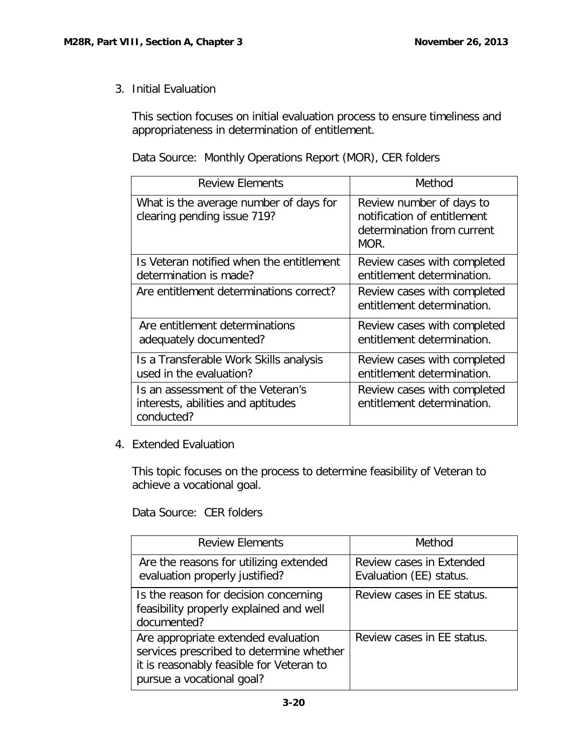3. Initial Evaluation

This section focuses on initial evaluation process to ensure timeliness and appropriateness in determination of entitlement.

Data Source: Monthly Operations Report (MOR), CER folders

| Review Elements | Method |
| --- | --- |
| What is the average number of days for clearing pending issue 719? | Review number of days to notification of entitlement determination from current MOR. |
| Is Veteran notified when the entitlement determination is made? | Review cases with completed entitlement determination. |
| Are entitlement determinations correct? | Review cases with completed entitlement determination. |
| Are entitlement determinations adequately documented? | Review cases with completed entitlement determination. |
| Is a Transferable Work Skills analysis used in the evaluation? | Review cases with completed entitlement determination. |
| Is an assessment of the Veteran's interests, abilities and aptitudes conducted? | Review cases with completed entitlement determination. |

4. Extended Evaluation

This topic focuses on the process to determine feasibility of Veteran to achieve a vocational goal.

Data Source: CER folders

| Review Elements | Method |
| --- | --- |
| Are the reasons for utilizing extended evaluation properly justified? | Review cases in Extended Evaluation (EE) status. |
| Is the reason for decision concerning feasibility properly explained and well documented? | Review cases in EE status. |
| Are appropriate extended evaluation services prescribed to determine whether it is reasonably feasible for Veteran to pursue a vocational goal? | Review cases in EE status. |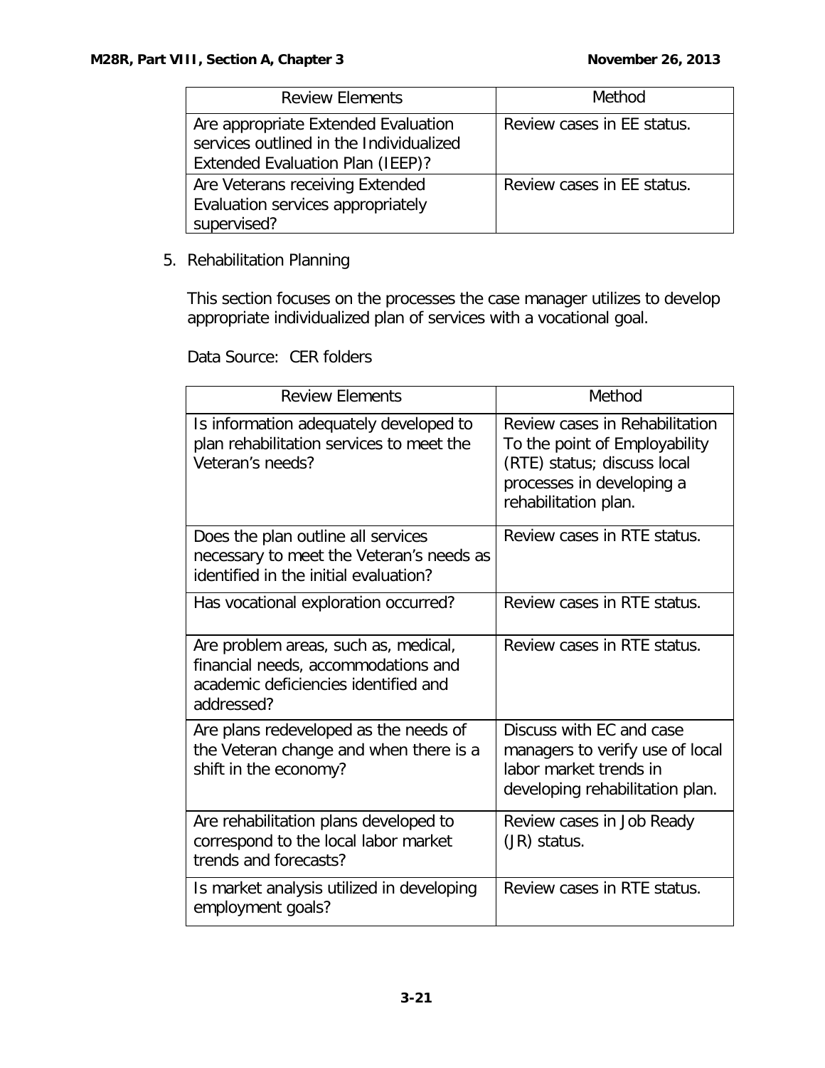| Review Elements | Method |
|---|---|
| Are appropriate Extended Evaluation services outlined in the Individualized Extended Evaluation Plan (IEEP)? | Review cases in EE status. |
| Are Veterans receiving Extended Evaluation services appropriately supervised? | Review cases in EE status. |

5. Rehabilitation Planning

   This section focuses on the processes the case manager utilizes to develop appropriate individualized plan of services with a vocational goal.

   Data Source: CER folders

| Review Elements | Method |
|---|---|
| Is information adequately developed to plan rehabilitation services to meet the Veteran's needs? | Review cases in Rehabilitation To the point of Employability (RTE) status; discuss local processes in developing a rehabilitation plan. |
| Does the plan outline all services necessary to meet the Veteran's needs as identified in the initial evaluation? | Review cases in RTE status. |
| Has vocational exploration occurred? | Review cases in RTE status. |
| Are problem areas, such as, medical, financial needs, accommodations and academic deficiencies identified and addressed? | Review cases in RTE status. |
| Are plans redeveloped as the needs of the Veteran change and when there is a shift in the economy? | Discuss with EC and case managers to verify use of local labor market trends in developing rehabilitation plan. |
| Are rehabilitation plans developed to correspond to the local labor market trends and forecasts? | Review cases in Job Ready (JR) status. |
| Is market analysis utilized in developing employment goals? | Review cases in RTE status. |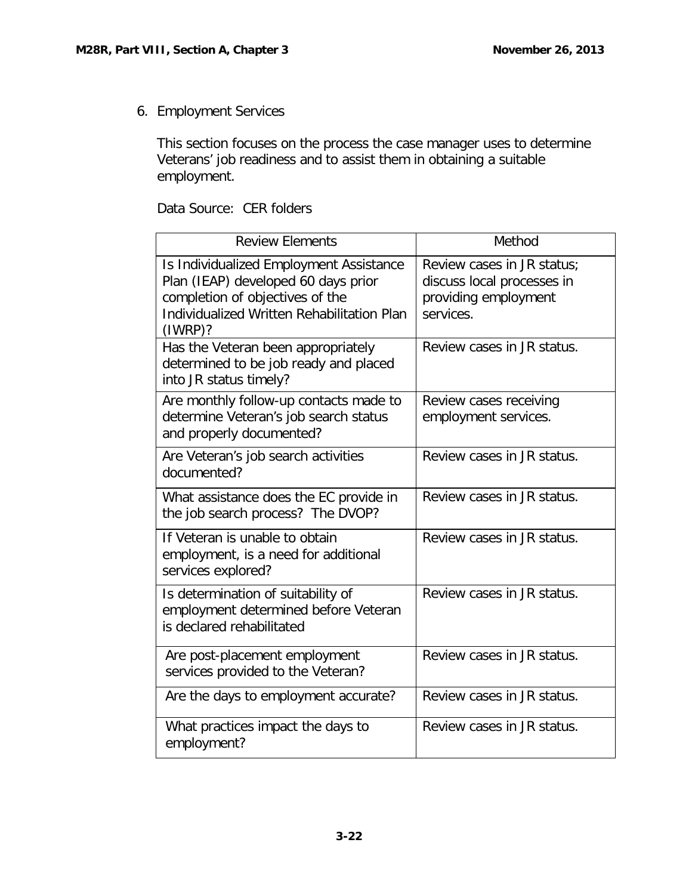6. Employment Services

This section focuses on the process the case manager uses to determine Veterans' job readiness and to assist them in obtaining a suitable employment.

Data Source: CER folders

| Review Elements | Method |
| --- | --- |
| Is Individualized Employment Assistance Plan (IEAP) developed 60 days prior completion of objectives of the Individualized Written Rehabilitation Plan (IWRP)? | Review cases in JR status; discuss local processes in providing employment services. |
| Has the Veteran been appropriately determined to be job ready and placed into JR status timely? | Review cases in JR status. |
| Are monthly follow-up contacts made to determine Veteran's job search status and properly documented? | Review cases receiving employment services. |
| Are Veteran's job search activities documented? | Review cases in JR status. |
| What assistance does the EC provide in the job search process? The DVOP? | Review cases in JR status. |
| If Veteran is unable to obtain employment, is a need for additional services explored? | Review cases in JR status. |
| Is determination of suitability of employment determined before Veteran is declared rehabilitated | Review cases in JR status. |
| Are post-placement employment services provided to the Veteran? | Review cases in JR status. |
| Are the days to employment accurate? | Review cases in JR status. |
| What practices impact the days to employment? | Review cases in JR status. |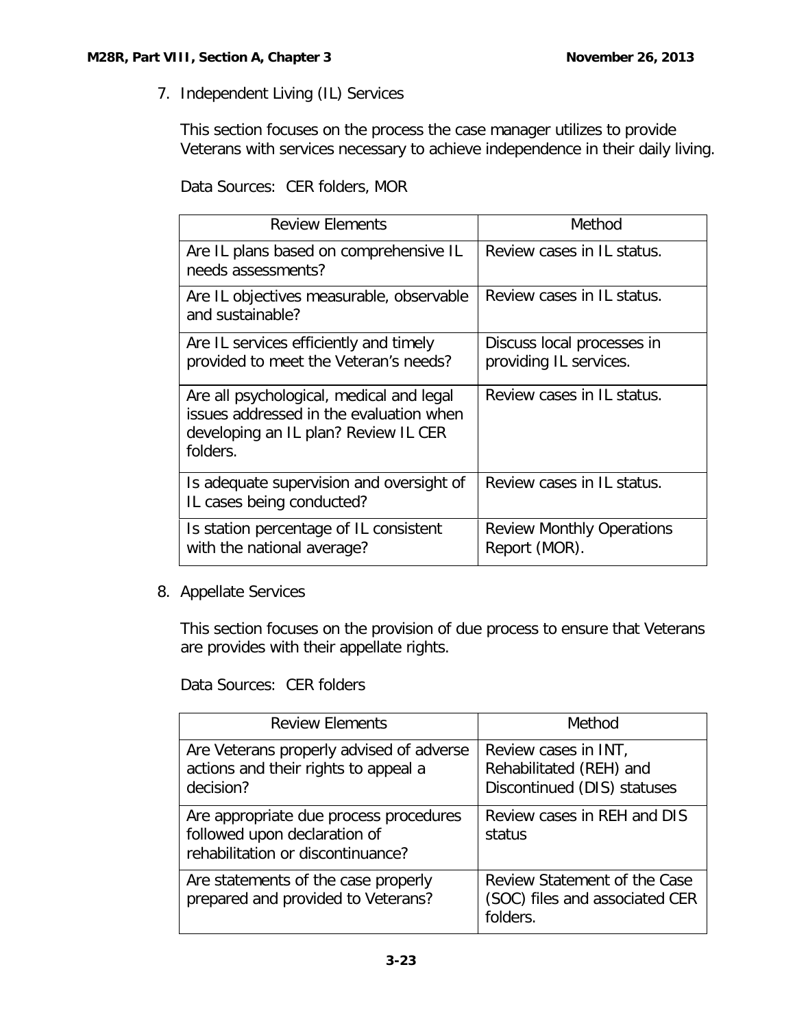7. Independent Living (IL) Services

This section focuses on the process the case manager utilizes to provide Veterans with services necessary to achieve independence in their daily living.

Data Sources: CER folders, MOR

| Review Elements | Method |
|---|---|
| Are IL plans based on comprehensive IL needs assessments? | Review cases in IL status. |
| Are IL objectives measurable, observable and sustainable? | Review cases in IL status. |
| Are IL services efficiently and timely provided to meet the Veteran's needs? | Discuss local processes in providing IL services. |
| Are all psychological, medical and legal issues addressed in the evaluation when developing an IL plan? Review IL CER folders. | Review cases in IL status. |
| Is adequate supervision and oversight of IL cases being conducted? | Review cases in IL status. |
| Is station percentage of IL consistent with the national average? | Review Monthly Operations Report (MOR). |

8. Appellate Services

This section focuses on the provision of due process to ensure that Veterans are provides with their appellate rights.

Data Sources: CER folders

| Review Elements | Method |
|---|---|
| Are Veterans properly advised of adverse actions and their rights to appeal a decision? | Review cases in INT, Rehabilitated (REH) and Discontinued (DIS) statuses |
| Are appropriate due process procedures followed upon declaration of rehabilitation or discontinuance? | Review cases in REH and DIS status |
| Are statements of the case properly prepared and provided to Veterans? | Review Statement of the Case (SOC) files and associated CER folders. |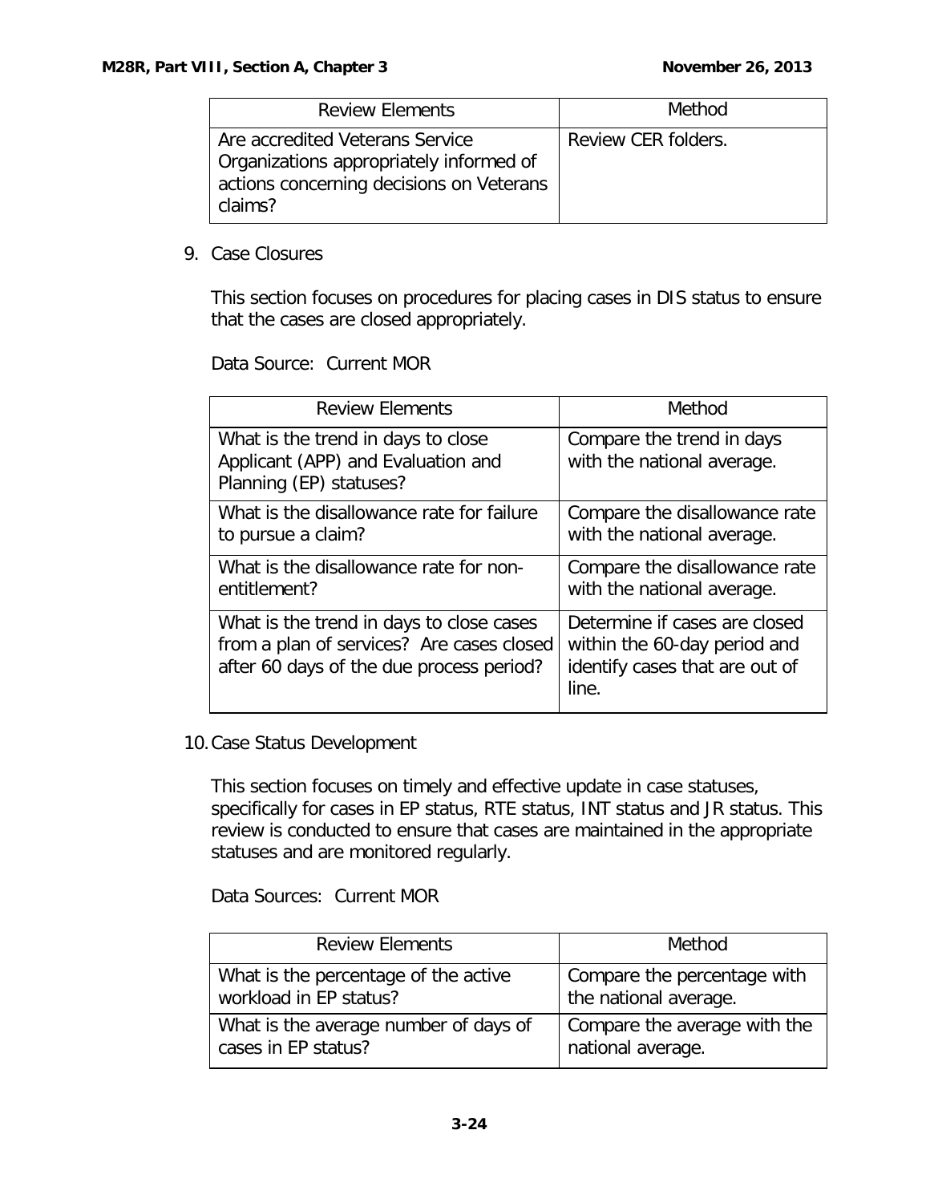| Review Elements | Method |
| --- | --- |
| Are accredited Veterans Service Organizations appropriately informed of actions concerning decisions on Veterans claims? | Review CER folders. |

9. Case Closures

This section focuses on procedures for placing cases in DIS status to ensure that the cases are closed appropriately.

Data Source: Current MOR

| Review Elements | Method |
| --- | --- |
| What is the trend in days to close Applicant (APP) and Evaluation and Planning (EP) statuses? | Compare the trend in days with the national average. |
| What is the disallowance rate for failure to pursue a claim? | Compare the disallowance rate with the national average. |
| What is the disallowance rate for non-entitlement? | Compare the disallowance rate with the national average. |
| What is the trend in days to close cases from a plan of services? Are cases closed after 60 days of the due process period? | Determine if cases are closed within the 60-day period and identify cases that are out of line. |

10. Case Status Development

This section focuses on timely and effective update in case statuses, specifically for cases in EP status, RTE status, INT status and JR status. This review is conducted to ensure that cases are maintained in the appropriate statuses and are monitored regularly.

Data Sources: Current MOR

| Review Elements | Method |
| --- | --- |
| What is the percentage of the active workload in EP status? | Compare the percentage with the national average. |
| What is the average number of days of cases in EP status? | Compare the average with the national average. |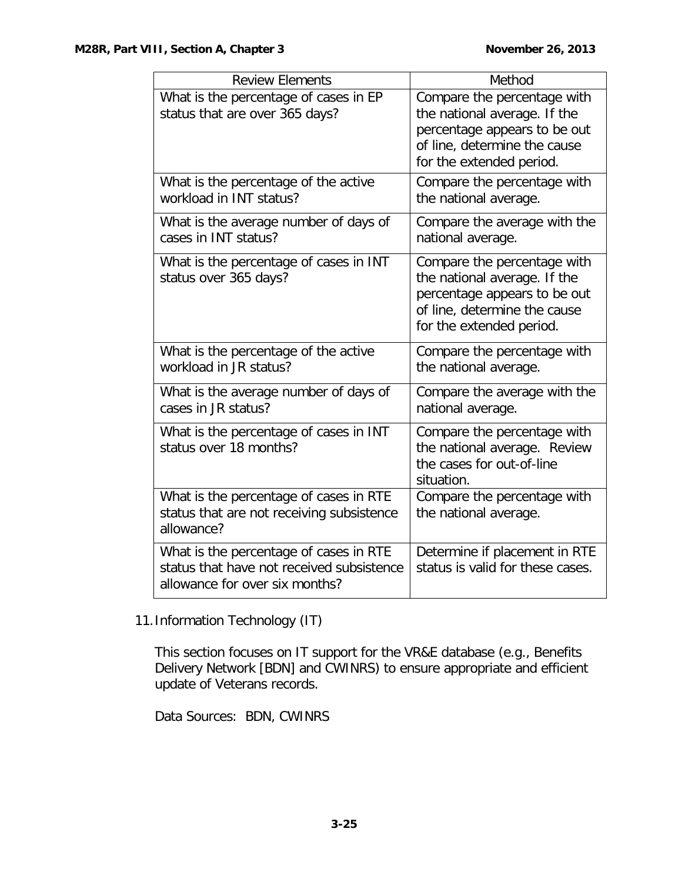| Review Elements | Method |
| --- | --- |
| What is the percentage of cases in EP status that are over 365 days? | Compare the percentage with the national average. If the percentage appears to be out of line, determine the cause for the extended period. |
| What is the percentage of the active workload in INT status? | Compare the percentage with the national average. |
| What is the average number of days of cases in INT status? | Compare the average with the national average. |
| What is the percentage of cases in INT status over 365 days? | Compare the percentage with the national average. If the percentage appears to be out of line, determine the cause for the extended period. |
| What is the percentage of the active workload in JR status? | Compare the percentage with the national average. |
| What is the average number of days of cases in JR status? | Compare the average with the national average. |
| What is the percentage of cases in INT status over 18 months? | Compare the percentage with the national average. Review the cases for out-of-line situation. |
| What is the percentage of cases in RTE status that are not receiving subsistence allowance? | Compare the percentage with the national average. |
| What is the percentage of cases in RTE status that have not received subsistence allowance for over six months? | Determine if placement in RTE status is valid for these cases. |

11. Information Technology (IT)

This section focuses on IT support for the VR&E database (e.g., Benefits Delivery Network [BDN] and CWINRS) to ensure appropriate and efficient update of Veterans records.

Data Sources: BDN, CWINRS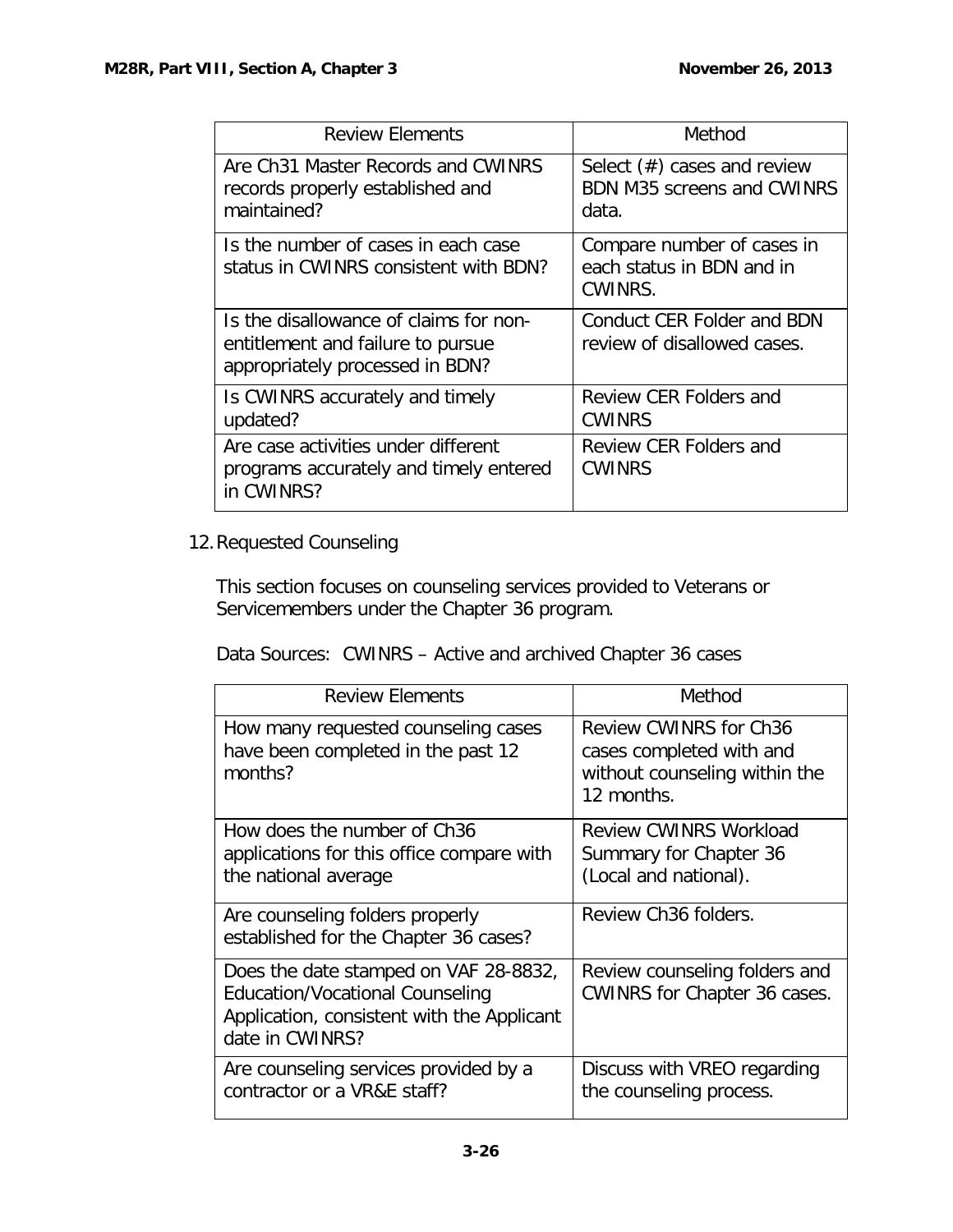| Review Elements | Method |
|---|---|
| Are Ch31 Master Records and CWINRS records properly established and maintained? | Select (#) cases and review BDN M35 screens and CWINRS data. |
| Is the number of cases in each case status in CWINRS consistent with BDN? | Compare number of cases in each status in BDN and in CWINRS. |
| Is the disallowance of claims for non-entitlement and failure to pursue appropriately processed in BDN? | Conduct CER Folder and BDN review of disallowed cases. |
| Is CWINRS accurately and timely updated? | Review CER Folders and CWINRS |
| Are case activities under different programs accurately and timely entered in CWINRS? | Review CER Folders and CWINRS |

12. Requested Counseling

This section focuses on counseling services provided to Veterans or Servicemembers under the Chapter 36 program.

Data Sources: CWINRS – Active and archived Chapter 36 cases

| Review Elements | Method |
|---|---|
| How many requested counseling cases have been completed in the past 12 months? | Review CWINRS for Ch36 cases completed with and without counseling within the 12 months. |
| How does the number of Ch36 applications for this office compare with the national average | Review CWINRS Workload Summary for Chapter 36 (Local and national). |
| Are counseling folders properly established for the Chapter 36 cases? | Review Ch36 folders. |
| Does the date stamped on VAF 28-8832, Education/Vocational Counseling Application, consistent with the Applicant date in CWINRS? | Review counseling folders and CWINRS for Chapter 36 cases. |
| Are counseling services provided by a contractor or a VR&E staff? | Discuss with VREO regarding the counseling process. |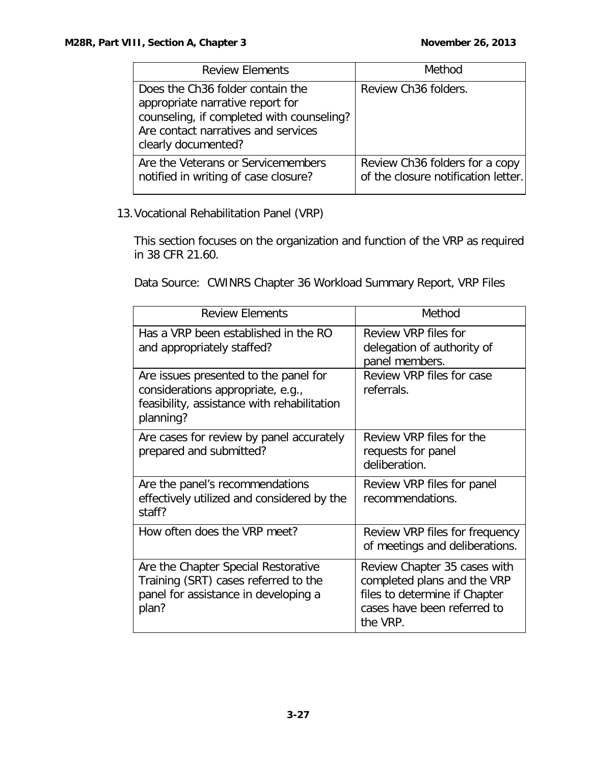| Review Elements | Method |
|---|---|
| Does the Ch36 folder contain the appropriate narrative report for counseling, if completed with counseling? Are contact narratives and services clearly documented? | Review Ch36 folders. |
| Are the Veterans or Servicemembers notified in writing of case closure? | Review Ch36 folders for a copy of the closure notification letter. |

13. Vocational Rehabilitation Panel (VRP)

This section focuses on the organization and function of the VRP as required in 38 CFR 21.60.

Data Source: CWINRS Chapter 36 Workload Summary Report, VRP Files

| Review Elements | Method |
|---|---|
| Has a VRP been established in the RO and appropriately staffed? | Review VRP files for delegation of authority of panel members. |
| Are issues presented to the panel for considerations appropriate, e.g., feasibility, assistance with rehabilitation planning? | Review VRP files for case referrals. |
| Are cases for review by panel accurately prepared and submitted? | Review VRP files for the requests for panel deliberation. |
| Are the panel's recommendations effectively utilized and considered by the staff? | Review VRP files for panel recommendations. |
| How often does the VRP meet? | Review VRP files for frequency of meetings and deliberations. |
| Are the Chapter Special Restorative Training (SRT) cases referred to the panel for assistance in developing a plan? | Review Chapter 35 cases with completed plans and the VRP files to determine if Chapter cases have been referred to the VRP. |